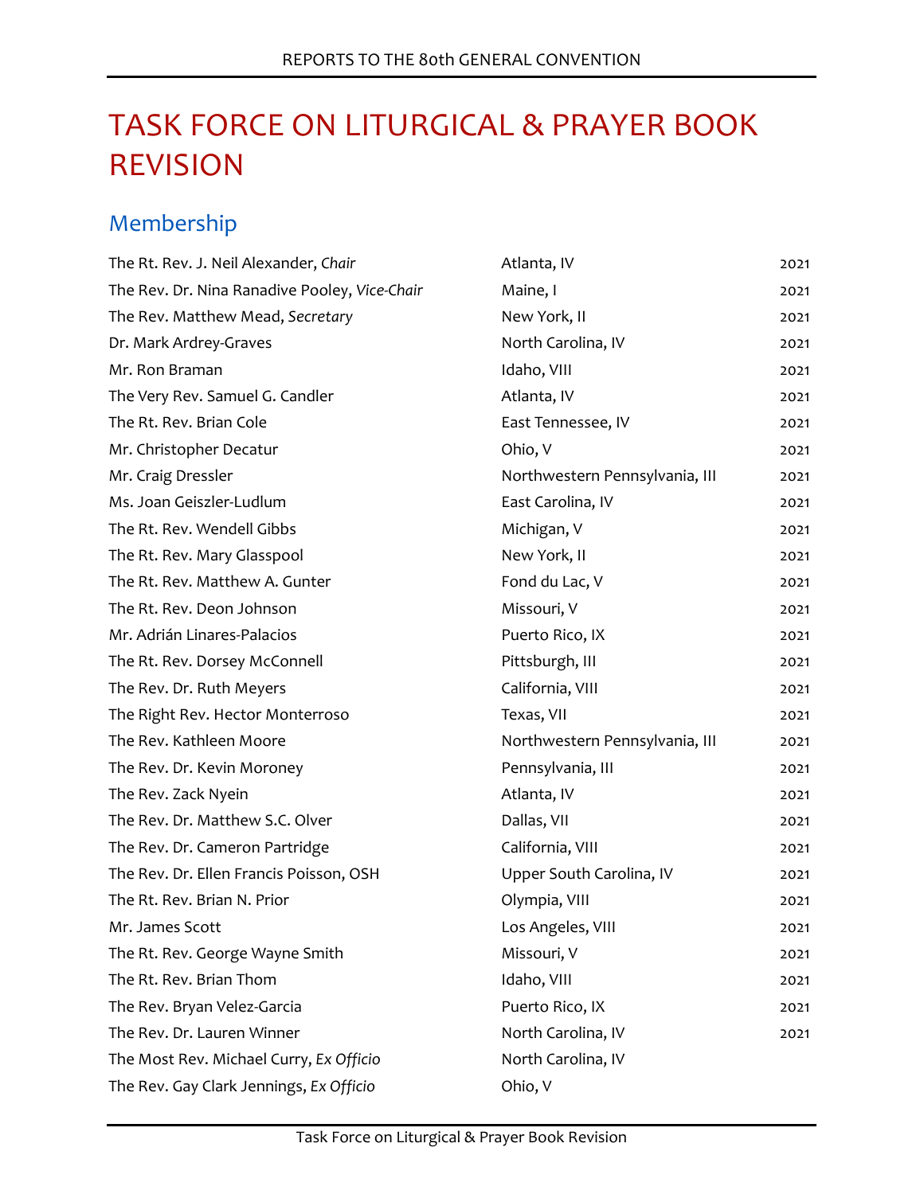# TASK FORCE ON LITURGICAL & PRAYER BOOK REVISION

## Membership

| | | |
|---|---|---|
| The Rt. Rev. J. Neil Alexander, *Chair* | Atlanta, IV | 2021 |
| The Rev. Dr. Nina Ranadive Pooley, *Vice-Chair* | Maine, I | 2021 |
| The Rev. Matthew Mead, *Secretary* | New York, II | 2021 |
| Dr. Mark Ardrey-Graves | North Carolina, IV | 2021 |
| Mr. Ron Braman | Idaho, VIII | 2021 |
| The Very Rev. Samuel G. Candler | Atlanta, IV | 2021 |
| The Rt. Rev. Brian Cole | East Tennessee, IV | 2021 |
| Mr. Christopher Decatur | Ohio, V | 2021 |
| Mr. Craig Dressler | Northwestern Pennsylvania, III | 2021 |
| Ms. Joan Geiszler-Ludlum | East Carolina, IV | 2021 |
| The Rt. Rev. Wendell Gibbs | Michigan, V | 2021 |
| The Rt. Rev. Mary Glasspool | New York, II | 2021 |
| The Rt. Rev. Matthew A. Gunter | Fond du Lac, V | 2021 |
| The Rt. Rev. Deon Johnson | Missouri, V | 2021 |
| Mr. Adrián Linares-Palacios | Puerto Rico, IX | 2021 |
| The Rt. Rev. Dorsey McConnell | Pittsburgh, III | 2021 |
| The Rev. Dr. Ruth Meyers | California, VIII | 2021 |
| The Right Rev. Hector Monterroso | Texas, VII | 2021 |
| The Rev. Kathleen Moore | Northwestern Pennsylvania, III | 2021 |
| The Rev. Dr. Kevin Moroney | Pennsylvania, III | 2021 |
| The Rev. Zack Nyein | Atlanta, IV | 2021 |
| The Rev. Dr. Matthew S.C. Olver | Dallas, VII | 2021 |
| The Rev. Dr. Cameron Partridge | California, VIII | 2021 |
| The Rev. Dr. Ellen Francis Poisson, OSH | Upper South Carolina, IV | 2021 |
| The Rt. Rev. Brian N. Prior | Olympia, VIII | 2021 |
| Mr. James Scott | Los Angeles, VIII | 2021 |
| The Rt. Rev. George Wayne Smith | Missouri, V | 2021 |
| The Rt. Rev. Brian Thom | Idaho, VIII | 2021 |
| The Rev. Bryan Velez-Garcia | Puerto Rico, IX | 2021 |
| The Rev. Dr. Lauren Winner | North Carolina, IV | 2021 |
| The Most Rev. Michael Curry, *Ex Officio* | North Carolina, IV | |
| The Rev. Gay Clark Jennings, *Ex Officio* | Ohio, V | |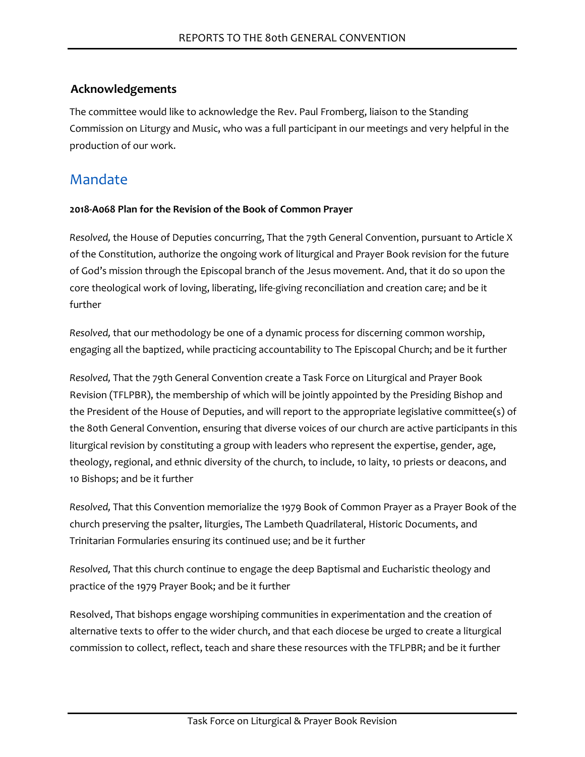### Acknowledgements

The committee would like to acknowledge the Rev. Paul Fromberg, liaison to the Standing Commission on Liturgy and Music, who was a full participant in our meetings and very helpful in the production of our work.

## Mandate

**2018-A068 Plan for the Revision of the Book of Common Prayer**

*Resolved,* the House of Deputies concurring, That the 79th General Convention, pursuant to Article X of the Constitution, authorize the ongoing work of liturgical and Prayer Book revision for the future of God's mission through the Episcopal branch of the Jesus movement. And, that it do so upon the core theological work of loving, liberating, life-giving reconciliation and creation care; and be it further

*Resolved,* that our methodology be one of a dynamic process for discerning common worship, engaging all the baptized, while practicing accountability to The Episcopal Church; and be it further

*Resolved,* That the 79th General Convention create a Task Force on Liturgical and Prayer Book Revision (TFLPBR), the membership of which will be jointly appointed by the Presiding Bishop and the President of the House of Deputies, and will report to the appropriate legislative committee(s) of the 80th General Convention, ensuring that diverse voices of our church are active participants in this liturgical revision by constituting a group with leaders who represent the expertise, gender, age, theology, regional, and ethnic diversity of the church, to include, 10 laity, 10 priests or deacons, and 10 Bishops; and be it further

*Resolved,* That this Convention memorialize the 1979 Book of Common Prayer as a Prayer Book of the church preserving the psalter, liturgies, The Lambeth Quadrilateral, Historic Documents, and Trinitarian Formularies ensuring its continued use; and be it further

*Resolved,* That this church continue to engage the deep Baptismal and Eucharistic theology and practice of the 1979 Prayer Book; and be it further

Resolved, That bishops engage worshiping communities in experimentation and the creation of alternative texts to offer to the wider church, and that each diocese be urged to create a liturgical commission to collect, reflect, teach and share these resources with the TFLPBR; and be it further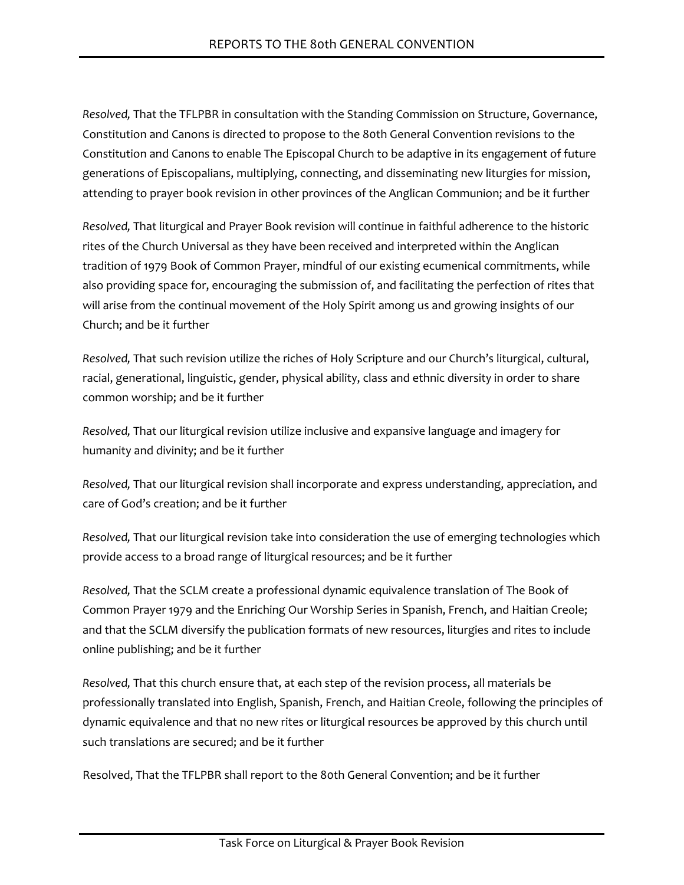*Resolved,* That the TFLPBR in consultation with the Standing Commission on Structure, Governance, Constitution and Canons is directed to propose to the 80th General Convention revisions to the Constitution and Canons to enable The Episcopal Church to be adaptive in its engagement of future generations of Episcopalians, multiplying, connecting, and disseminating new liturgies for mission, attending to prayer book revision in other provinces of the Anglican Communion; and be it further

*Resolved,* That liturgical and Prayer Book revision will continue in faithful adherence to the historic rites of the Church Universal as they have been received and interpreted within the Anglican tradition of 1979 Book of Common Prayer, mindful of our existing ecumenical commitments, while also providing space for, encouraging the submission of, and facilitating the perfection of rites that will arise from the continual movement of the Holy Spirit among us and growing insights of our Church; and be it further

*Resolved,* That such revision utilize the riches of Holy Scripture and our Church's liturgical, cultural, racial, generational, linguistic, gender, physical ability, class and ethnic diversity in order to share common worship; and be it further

*Resolved,* That our liturgical revision utilize inclusive and expansive language and imagery for humanity and divinity; and be it further

*Resolved,* That our liturgical revision shall incorporate and express understanding, appreciation, and care of God's creation; and be it further

*Resolved,* That our liturgical revision take into consideration the use of emerging technologies which provide access to a broad range of liturgical resources; and be it further

*Resolved,* That the SCLM create a professional dynamic equivalence translation of The Book of Common Prayer 1979 and the Enriching Our Worship Series in Spanish, French, and Haitian Creole; and that the SCLM diversify the publication formats of new resources, liturgies and rites to include online publishing; and be it further

*Resolved,* That this church ensure that, at each step of the revision process, all materials be professionally translated into English, Spanish, French, and Haitian Creole, following the principles of dynamic equivalence and that no new rites or liturgical resources be approved by this church until such translations are secured; and be it further

Resolved, That the TFLPBR shall report to the 80th General Convention; and be it further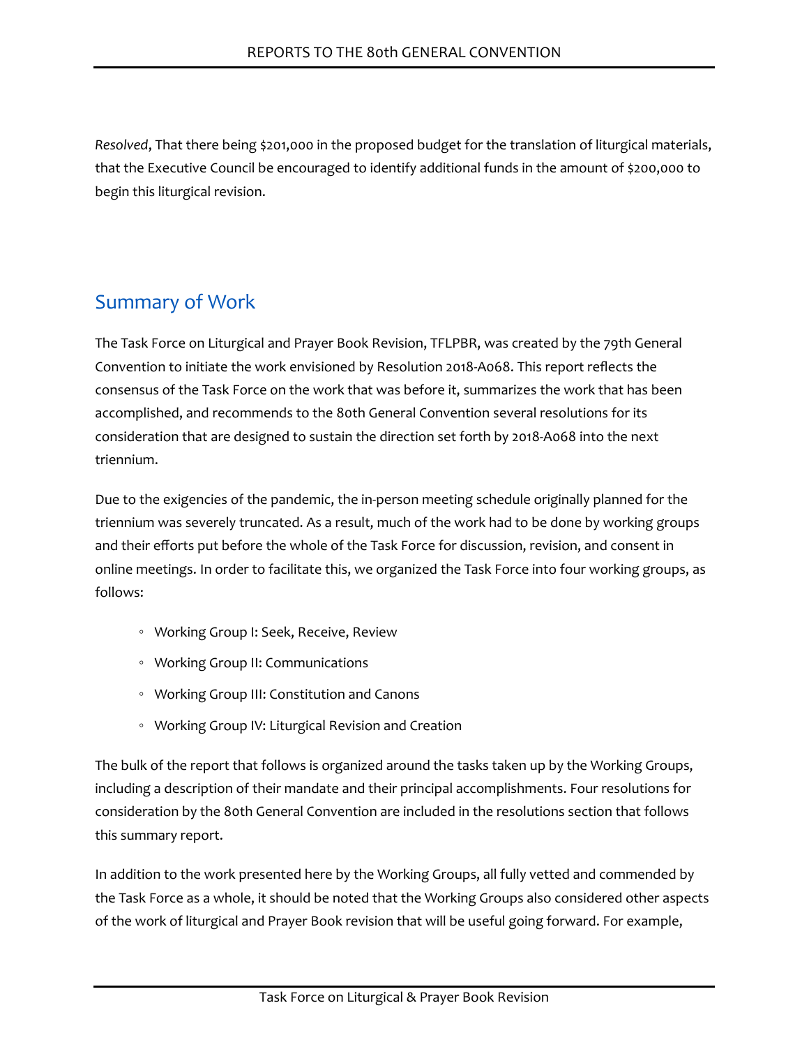*Resolved*, That there being $201,000 in the proposed budget for the translation of liturgical materials, that the Executive Council be encouraged to identify additional funds in the amount of $200,000 to begin this liturgical revision.

## Summary of Work

The Task Force on Liturgical and Prayer Book Revision, TFLPBR, was created by the 79th General Convention to initiate the work envisioned by Resolution 2018-A068. This report reflects the consensus of the Task Force on the work that was before it, summarizes the work that has been accomplished, and recommends to the 80th General Convention several resolutions for its consideration that are designed to sustain the direction set forth by 2018-A068 into the next triennium.

Due to the exigencies of the pandemic, the in-person meeting schedule originally planned for the triennium was severely truncated. As a result, much of the work had to be done by working groups and their efforts put before the whole of the Task Force for discussion, revision, and consent in online meetings. In order to facilitate this, we organized the Task Force into four working groups, as follows:

- Working Group I: Seek, Receive, Review
- Working Group II: Communications
- Working Group III: Constitution and Canons
- Working Group IV: Liturgical Revision and Creation

The bulk of the report that follows is organized around the tasks taken up by the Working Groups, including a description of their mandate and their principal accomplishments. Four resolutions for consideration by the 80th General Convention are included in the resolutions section that follows this summary report.

In addition to the work presented here by the Working Groups, all fully vetted and commended by the Task Force as a whole, it should be noted that the Working Groups also considered other aspects of the work of liturgical and Prayer Book revision that will be useful going forward. For example,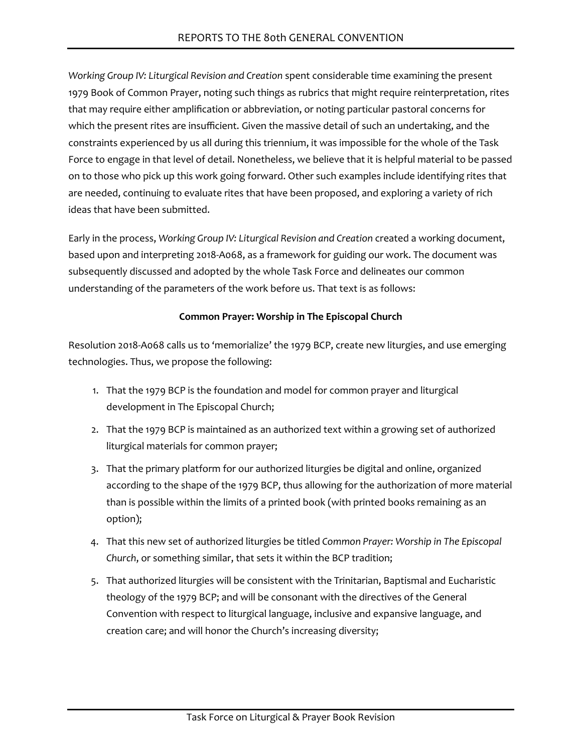*Working Group IV: Liturgical Revision and Creation* spent considerable time examining the present 1979 Book of Common Prayer, noting such things as rubrics that might require reinterpretation, rites that may require either amplification or abbreviation, or noting particular pastoral concerns for which the present rites are insufficient. Given the massive detail of such an undertaking, and the constraints experienced by us all during this triennium, it was impossible for the whole of the Task Force to engage in that level of detail. Nonetheless, we believe that it is helpful material to be passed on to those who pick up this work going forward. Other such examples include identifying rites that are needed, continuing to evaluate rites that have been proposed, and exploring a variety of rich ideas that have been submitted.

Early in the process, *Working Group IV: Liturgical Revision and Creation* created a working document, based upon and interpreting 2018-A068, as a framework for guiding our work. The document was subsequently discussed and adopted by the whole Task Force and delineates our common understanding of the parameters of the work before us. That text is as follows:

**Common Prayer: Worship in The Episcopal Church**

Resolution 2018-A068 calls us to 'memorialize' the 1979 BCP, create new liturgies, and use emerging technologies. Thus, we propose the following:

1. That the 1979 BCP is the foundation and model for common prayer and liturgical development in The Episcopal Church;
2. That the 1979 BCP is maintained as an authorized text within a growing set of authorized liturgical materials for common prayer;
3. That the primary platform for our authorized liturgies be digital and online, organized according to the shape of the 1979 BCP, thus allowing for the authorization of more material than is possible within the limits of a printed book (with printed books remaining as an option);
4. That this new set of authorized liturgies be titled *Common Prayer: Worship in The Episcopal Church*, or something similar, that sets it within the BCP tradition;
5. That authorized liturgies will be consistent with the Trinitarian, Baptismal and Eucharistic theology of the 1979 BCP; and will be consonant with the directives of the General Convention with respect to liturgical language, inclusive and expansive language, and creation care; and will honor the Church's increasing diversity;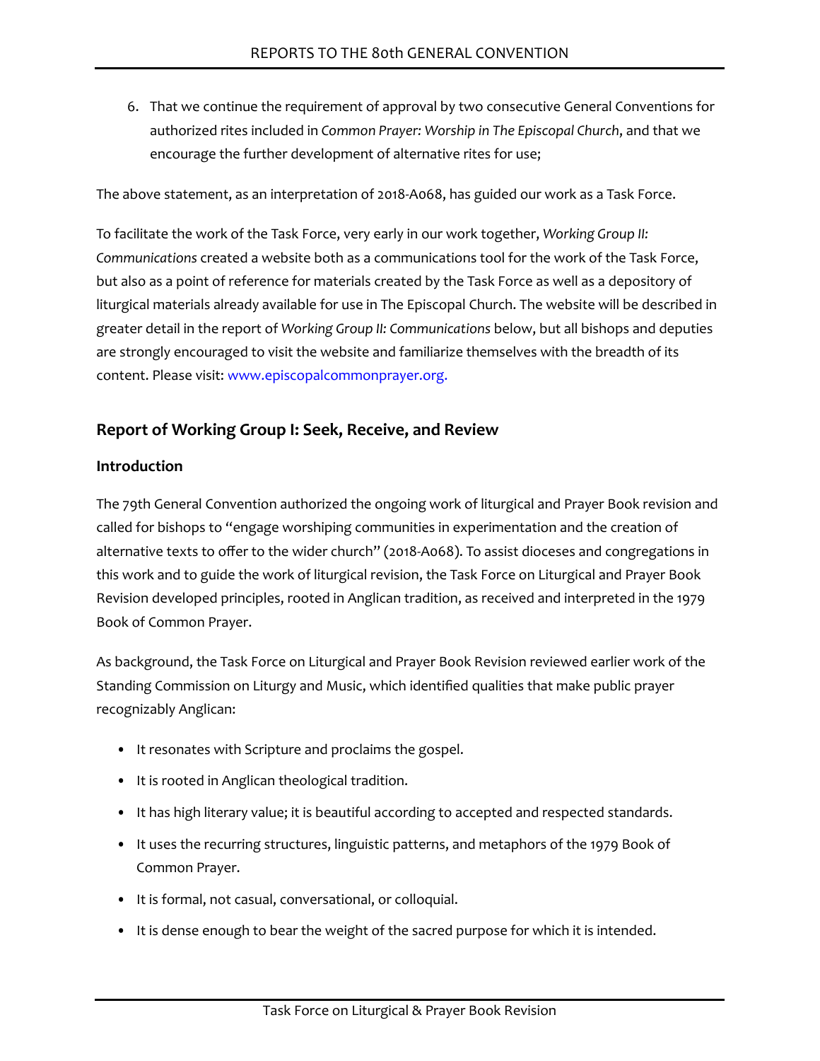6. That we continue the requirement of approval by two consecutive General Conventions for authorized rites included in *Common Prayer: Worship in The Episcopal Church*, and that we encourage the further development of alternative rites for use;

The above statement, as an interpretation of 2018-A068, has guided our work as a Task Force.

To facilitate the work of the Task Force, very early in our work together, *Working Group II: Communications* created a website both as a communications tool for the work of the Task Force, but also as a point of reference for materials created by the Task Force as well as a depository of liturgical materials already available for use in The Episcopal Church. The website will be described in greater detail in the report of *Working Group II: Communications* below, but all bishops and deputies are strongly encouraged to visit the website and familiarize themselves with the breadth of its content. Please visit: www.episcopalcommonprayer.org.

## Report of Working Group I: Seek, Receive, and Review

### Introduction

The 79th General Convention authorized the ongoing work of liturgical and Prayer Book revision and called for bishops to "engage worshiping communities in experimentation and the creation of alternative texts to offer to the wider church" (2018-A068). To assist dioceses and congregations in this work and to guide the work of liturgical revision, the Task Force on Liturgical and Prayer Book Revision developed principles, rooted in Anglican tradition, as received and interpreted in the 1979 Book of Common Prayer.

As background, the Task Force on Liturgical and Prayer Book Revision reviewed earlier work of the Standing Commission on Liturgy and Music, which identified qualities that make public prayer recognizably Anglican:

- It resonates with Scripture and proclaims the gospel.
- It is rooted in Anglican theological tradition.
- It has high literary value; it is beautiful according to accepted and respected standards.
- It uses the recurring structures, linguistic patterns, and metaphors of the 1979 Book of Common Prayer.
- It is formal, not casual, conversational, or colloquial.
- It is dense enough to bear the weight of the sacred purpose for which it is intended.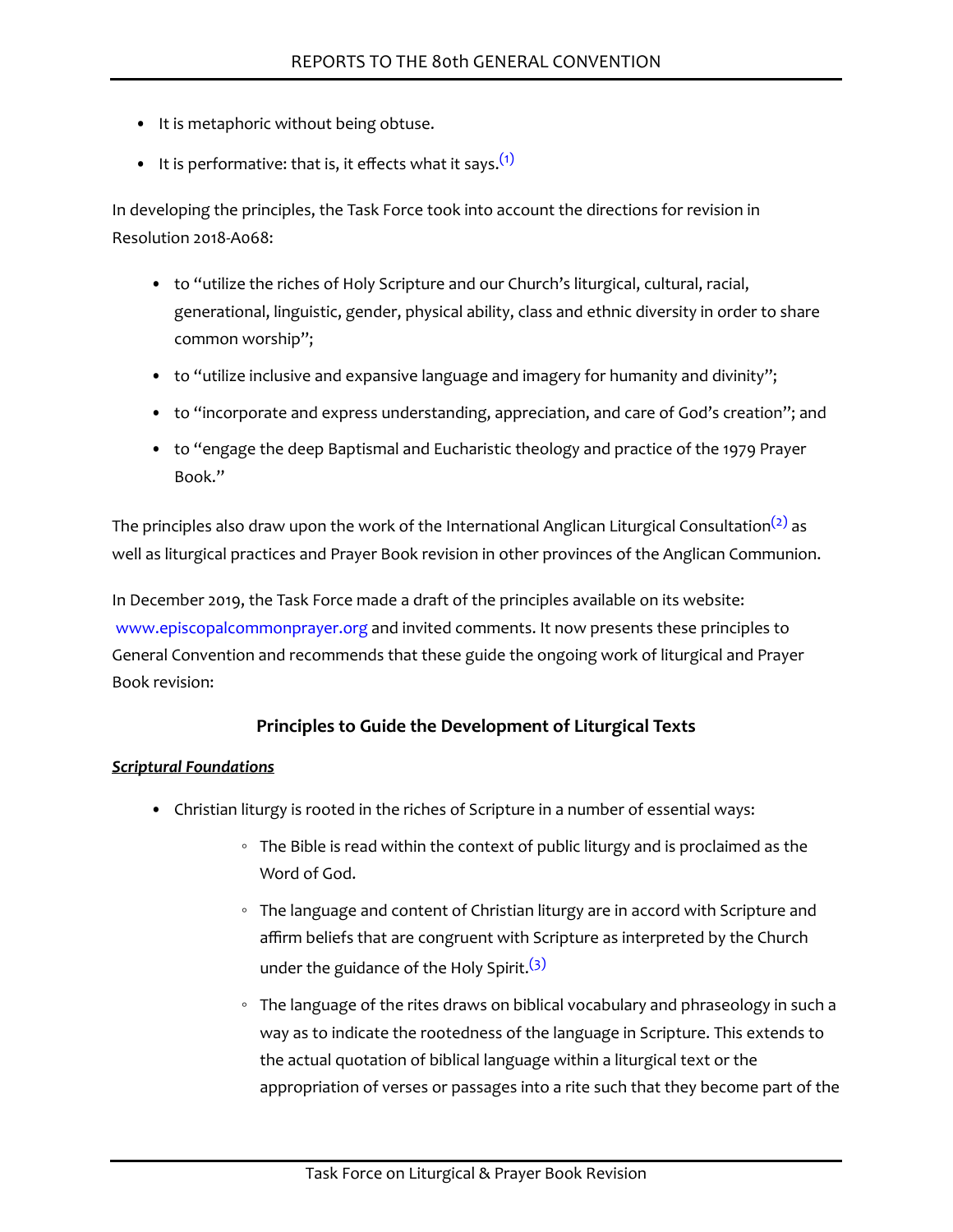- It is metaphoric without being obtuse.
- It is performative: that is, it effects what it says.[1]

In developing the principles, the Task Force took into account the directions for revision in Resolution 2018-A068:

- to "utilize the riches of Holy Scripture and our Church's liturgical, cultural, racial, generational, linguistic, gender, physical ability, class and ethnic diversity in order to share common worship";
- to "utilize inclusive and expansive language and imagery for humanity and divinity";
- to "incorporate and express understanding, appreciation, and care of God's creation"; and
- to "engage the deep Baptismal and Eucharistic theology and practice of the 1979 Prayer Book."

The principles also draw upon the work of the International Anglican Liturgical Consultation[2] as well as liturgical practices and Prayer Book revision in other provinces of the Anglican Communion.

In December 2019, the Task Force made a draft of the principles available on its website: www.episcopalcommonprayer.org and invited comments. It now presents these principles to General Convention and recommends that these guide the ongoing work of liturgical and Prayer Book revision:

### Principles to Guide the Development of Liturgical Texts

***Scriptural Foundations***

- Christian liturgy is rooted in the riches of Scripture in a number of essential ways:
  - The Bible is read within the context of public liturgy and is proclaimed as the Word of God.
  - The language and content of Christian liturgy are in accord with Scripture and affirm beliefs that are congruent with Scripture as interpreted by the Church under the guidance of the Holy Spirit.[3]
  - The language of the rites draws on biblical vocabulary and phraseology in such a way as to indicate the rootedness of the language in Scripture. This extends to the actual quotation of biblical language within a liturgical text or the appropriation of verses or passages into a rite such that they become part of the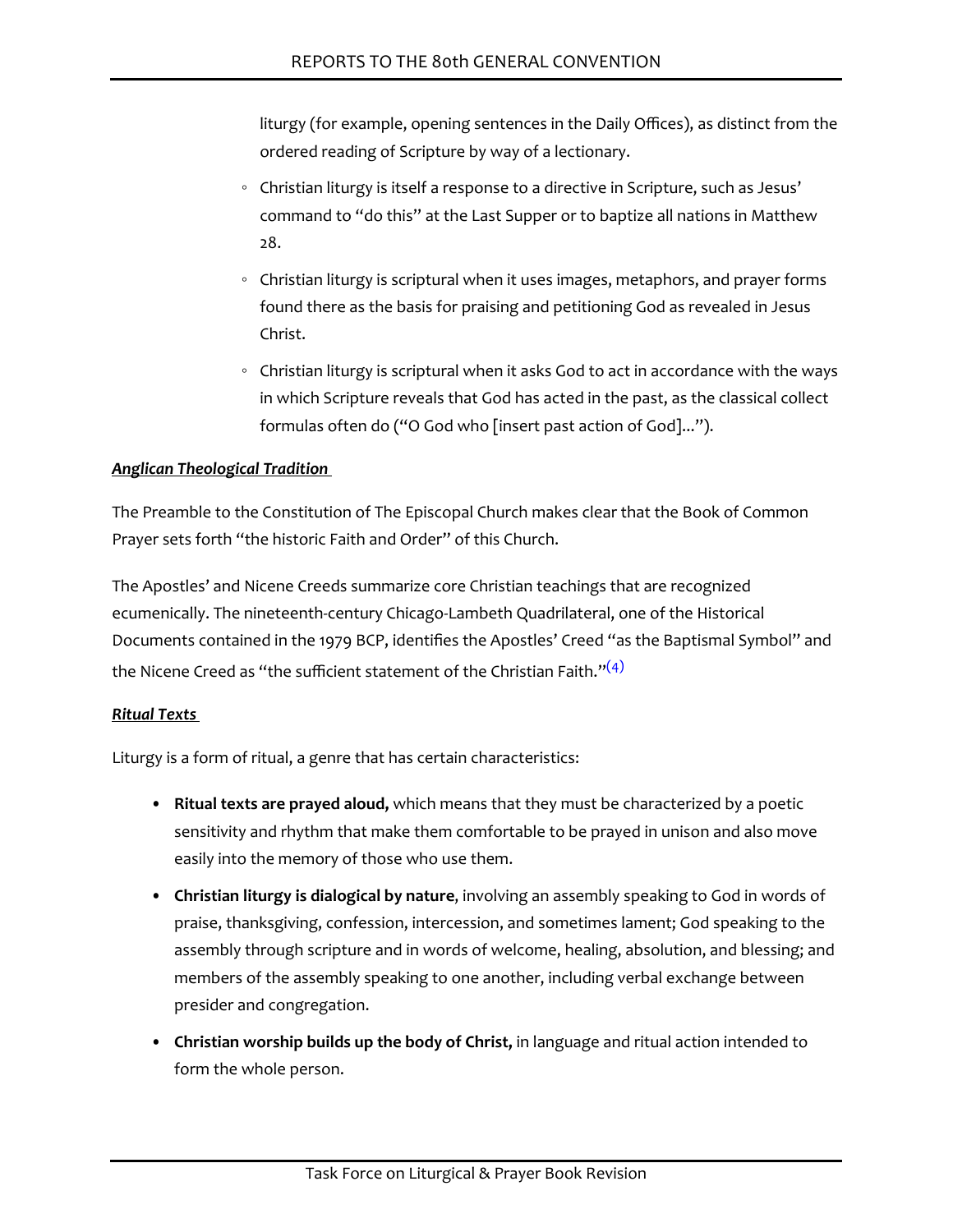liturgy (for example, opening sentences in the Daily Offices), as distinct from the ordered reading of Scripture by way of a lectionary.

  - Christian liturgy is itself a response to a directive in Scripture, such as Jesus' command to "do this" at the Last Supper or to baptize all nations in Matthew 28.
  - Christian liturgy is scriptural when it uses images, metaphors, and prayer forms found there as the basis for praising and petitioning God as revealed in Jesus Christ.
  - Christian liturgy is scriptural when it asks God to act in accordance with the ways in which Scripture reveals that God has acted in the past, as the classical collect formulas often do ("O God who [insert past action of God]...").

***Anglican Theological Tradition***

The Preamble to the Constitution of The Episcopal Church makes clear that the Book of Common Prayer sets forth "the historic Faith and Order" of this Church.

The Apostles' and Nicene Creeds summarize core Christian teachings that are recognized ecumenically. The nineteenth-century Chicago-Lambeth Quadrilateral, one of the Historical Documents contained in the 1979 BCP, identifies the Apostles' Creed "as the Baptismal Symbol" and the Nicene Creed as "the sufficient statement of the Christian Faith."[4]

***Ritual Texts***

Liturgy is a form of ritual, a genre that has certain characteristics:

- **Ritual texts are prayed aloud,** which means that they must be characterized by a poetic sensitivity and rhythm that make them comfortable to be prayed in unison and also move easily into the memory of those who use them.
- **Christian liturgy is dialogical by nature**, involving an assembly speaking to God in words of praise, thanksgiving, confession, intercession, and sometimes lament; God speaking to the assembly through scripture and in words of welcome, healing, absolution, and blessing; and members of the assembly speaking to one another, including verbal exchange between presider and congregation.
- **Christian worship builds up the body of Christ,** in language and ritual action intended to form the whole person.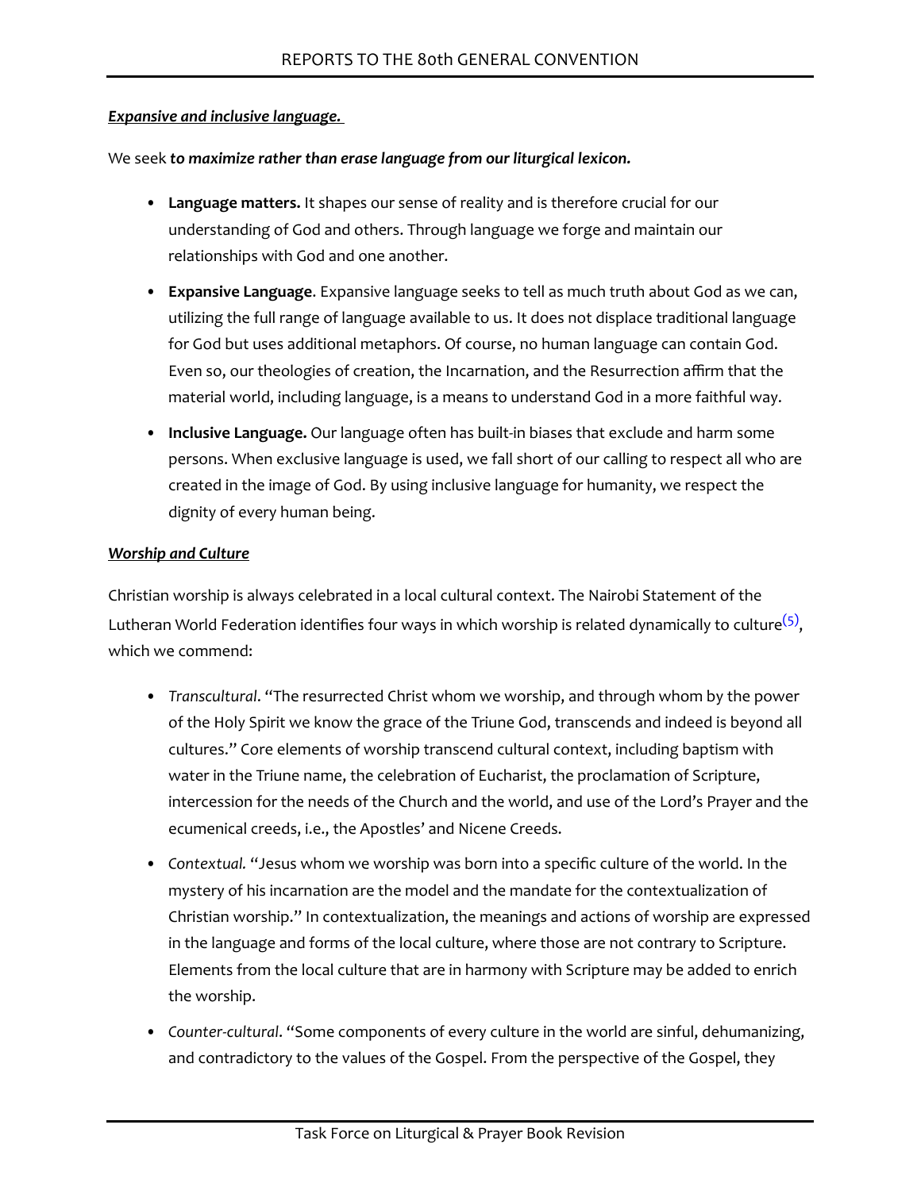***Expansive and inclusive language.***

We seek ***to maximize rather than erase language from our liturgical lexicon.***

- **Language matters.** It shapes our sense of reality and is therefore crucial for our understanding of God and others. Through language we forge and maintain our relationships with God and one another.
- **Expansive Language**. Expansive language seeks to tell as much truth about God as we can, utilizing the full range of language available to us. It does not displace traditional language for God but uses additional metaphors. Of course, no human language can contain God. Even so, our theologies of creation, the Incarnation, and the Resurrection affirm that the material world, including language, is a means to understand God in a more faithful way.
- **Inclusive Language.** Our language often has built-in biases that exclude and harm some persons. When exclusive language is used, we fall short of our calling to respect all who are created in the image of God. By using inclusive language for humanity, we respect the dignity of every human being.

***Worship and Culture***

Christian worship is always celebrated in a local cultural context. The Nairobi Statement of the Lutheran World Federation identifies four ways in which worship is related dynamically to culture[5], which we commend:

- *Transcultural*. "The resurrected Christ whom we worship, and through whom by the power of the Holy Spirit we know the grace of the Triune God, transcends and indeed is beyond all cultures." Core elements of worship transcend cultural context, including baptism with water in the Triune name, the celebration of Eucharist, the proclamation of Scripture, intercession for the needs of the Church and the world, and use of the Lord's Prayer and the ecumenical creeds, i.e., the Apostles' and Nicene Creeds.
- *Contextual.* "Jesus whom we worship was born into a specific culture of the world. In the mystery of his incarnation are the model and the mandate for the contextualization of Christian worship." In contextualization, the meanings and actions of worship are expressed in the language and forms of the local culture, where those are not contrary to Scripture. Elements from the local culture that are in harmony with Scripture may be added to enrich the worship.
- *Counter-cultural*. "Some components of every culture in the world are sinful, dehumanizing, and contradictory to the values of the Gospel. From the perspective of the Gospel, they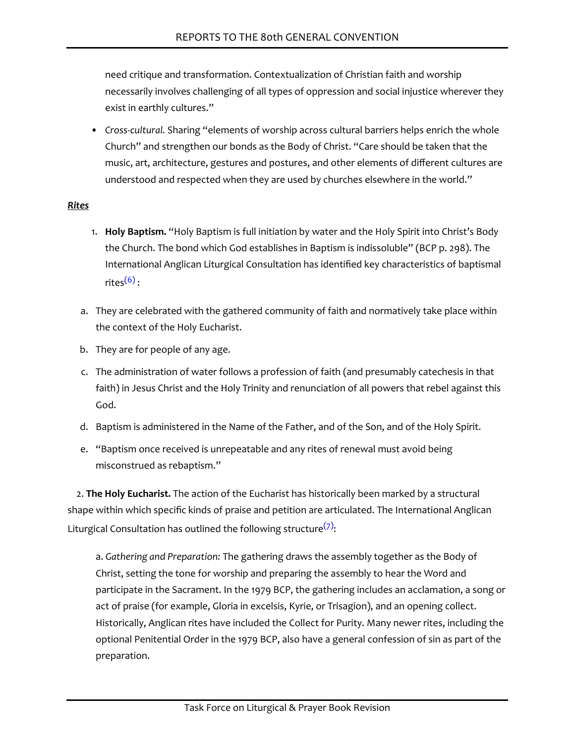need critique and transformation. Contextualization of Christian faith and worship necessarily involves challenging of all types of oppression and social injustice wherever they exist in earthly cultures."

- *Cross-cultural.* Sharing "elements of worship across cultural barriers helps enrich the whole Church" and strengthen our bonds as the Body of Christ. "Care should be taken that the music, art, architecture, gestures and postures, and other elements of different cultures are understood and respected when they are used by churches elsewhere in the world."

***Rites***

1. **Holy Baptism.** "Holy Baptism is full initiation by water and the Holy Spirit into Christ's Body the Church. The bond which God establishes in Baptism is indissoluble" (BCP p. 298). The International Anglican Liturgical Consultation has identified key characteristics of baptismal rites[(6)]:

a. They are celebrated with the gathered community of faith and normatively take place within the context of the Holy Eucharist.

b. They are for people of any age.

c. The administration of water follows a profession of faith (and presumably catechesis in that faith) in Jesus Christ and the Holy Trinity and renunciation of all powers that rebel against this God.

d. Baptism is administered in the Name of the Father, and of the Son, and of the Holy Spirit.

e. "Baptism once received is unrepeatable and any rites of renewal must avoid being misconstrued as rebaptism."

2. **The Holy Eucharist.** The action of the Eucharist has historically been marked by a structural shape within which specific kinds of praise and petition are articulated. The International Anglican Liturgical Consultation has outlined the following structure[(7)]:

a. *Gathering and Preparation:* The gathering draws the assembly together as the Body of Christ, setting the tone for worship and preparing the assembly to hear the Word and participate in the Sacrament. In the 1979 BCP, the gathering includes an acclamation, a song or act of praise (for example, Gloria in excelsis, Kyrie, or Trisagion), and an opening collect. Historically, Anglican rites have included the Collect for Purity. Many newer rites, including the optional Penitential Order in the 1979 BCP, also have a general confession of sin as part of the preparation.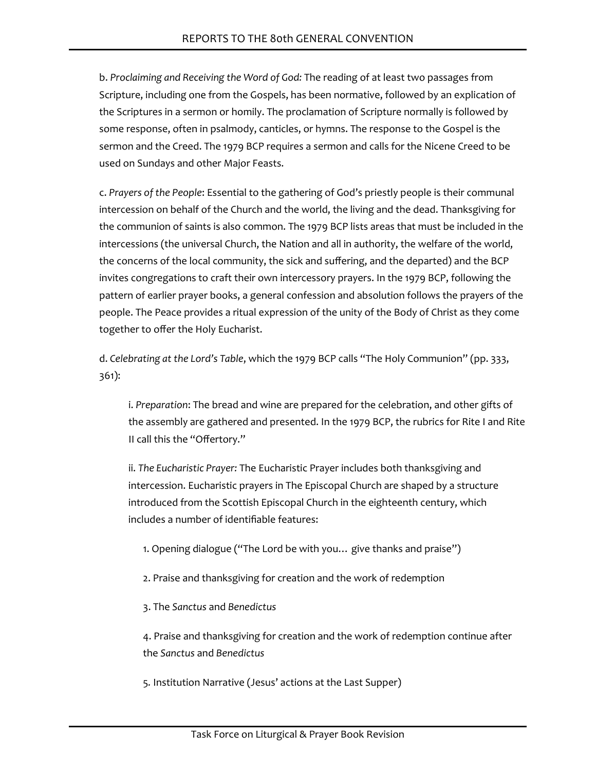b. *Proclaiming and Receiving the Word of God:* The reading of at least two passages from Scripture, including one from the Gospels, has been normative, followed by an explication of the Scriptures in a sermon or homily. The proclamation of Scripture normally is followed by some response, often in psalmody, canticles, or hymns. The response to the Gospel is the sermon and the Creed. The 1979 BCP requires a sermon and calls for the Nicene Creed to be used on Sundays and other Major Feasts.

c. *Prayers of the People*: Essential to the gathering of God's priestly people is their communal intercession on behalf of the Church and the world, the living and the dead. Thanksgiving for the communion of saints is also common. The 1979 BCP lists areas that must be included in the intercessions (the universal Church, the Nation and all in authority, the welfare of the world, the concerns of the local community, the sick and suffering, and the departed) and the BCP invites congregations to craft their own intercessory prayers. In the 1979 BCP, following the pattern of earlier prayer books, a general confession and absolution follows the prayers of the people. The Peace provides a ritual expression of the unity of the Body of Christ as they come together to offer the Holy Eucharist.

d. *Celebrating at the Lord's Table,* which the 1979 BCP calls "The Holy Communion" (pp. 333, 361):

i. *Preparation*: The bread and wine are prepared for the celebration, and other gifts of the assembly are gathered and presented. In the 1979 BCP, the rubrics for Rite I and Rite II call this the "Offertory."

ii. *The Eucharistic Prayer:* The Eucharistic Prayer includes both thanksgiving and intercession. Eucharistic prayers in The Episcopal Church are shaped by a structure introduced from the Scottish Episcopal Church in the eighteenth century, which includes a number of identifiable features:

1. Opening dialogue ("The Lord be with you… give thanks and praise")

2. Praise and thanksgiving for creation and the work of redemption

3. The *Sanctus* and *Benedictus*

4. Praise and thanksgiving for creation and the work of redemption continue after the *Sanctus* and *Benedictus*

5. Institution Narrative (Jesus' actions at the Last Supper)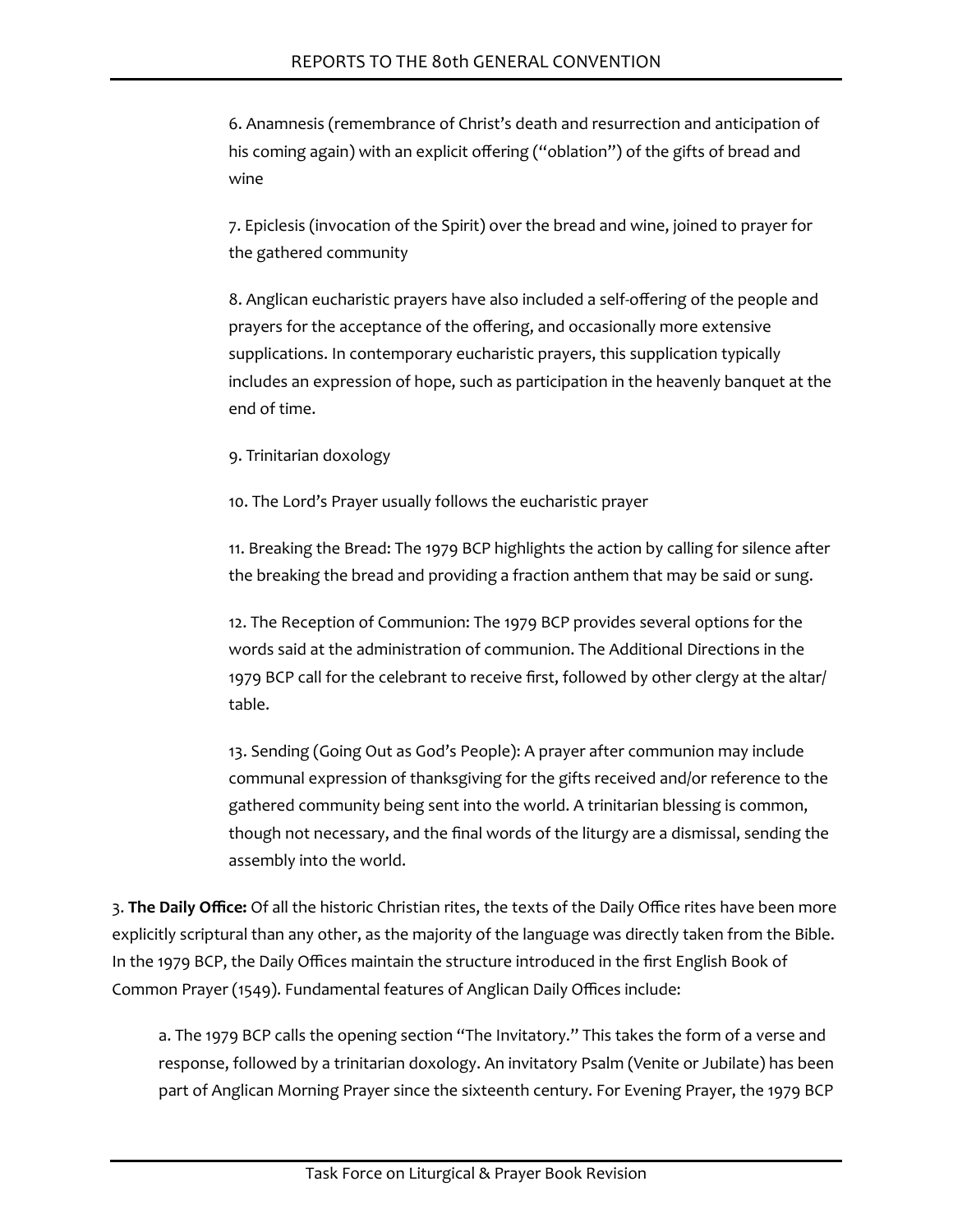6. Anamnesis (remembrance of Christ's death and resurrection and anticipation of his coming again) with an explicit offering ("oblation") of the gifts of bread and wine

7. Epiclesis (invocation of the Spirit) over the bread and wine, joined to prayer for the gathered community

8. Anglican eucharistic prayers have also included a self-offering of the people and prayers for the acceptance of the offering, and occasionally more extensive supplications. In contemporary eucharistic prayers, this supplication typically includes an expression of hope, such as participation in the heavenly banquet at the end of time.

9. Trinitarian doxology

10. The Lord's Prayer usually follows the eucharistic prayer

11. Breaking the Bread: The 1979 BCP highlights the action by calling for silence after the breaking the bread and providing a fraction anthem that may be said or sung.

12. The Reception of Communion: The 1979 BCP provides several options for the words said at the administration of communion. The Additional Directions in the 1979 BCP call for the celebrant to receive first, followed by other clergy at the altar/ table.

13. Sending (Going Out as God's People): A prayer after communion may include communal expression of thanksgiving for the gifts received and/or reference to the gathered community being sent into the world. A trinitarian blessing is common, though not necessary, and the final words of the liturgy are a dismissal, sending the assembly into the world.

3. **The Daily Office:** Of all the historic Christian rites, the texts of the Daily Office rites have been more explicitly scriptural than any other, as the majority of the language was directly taken from the Bible. In the 1979 BCP, the Daily Offices maintain the structure introduced in the first English Book of Common Prayer (1549). Fundamental features of Anglican Daily Offices include:

a. The 1979 BCP calls the opening section "The Invitatory." This takes the form of a verse and response, followed by a trinitarian doxology. An invitatory Psalm (Venite or Jubilate) has been part of Anglican Morning Prayer since the sixteenth century. For Evening Prayer, the 1979 BCP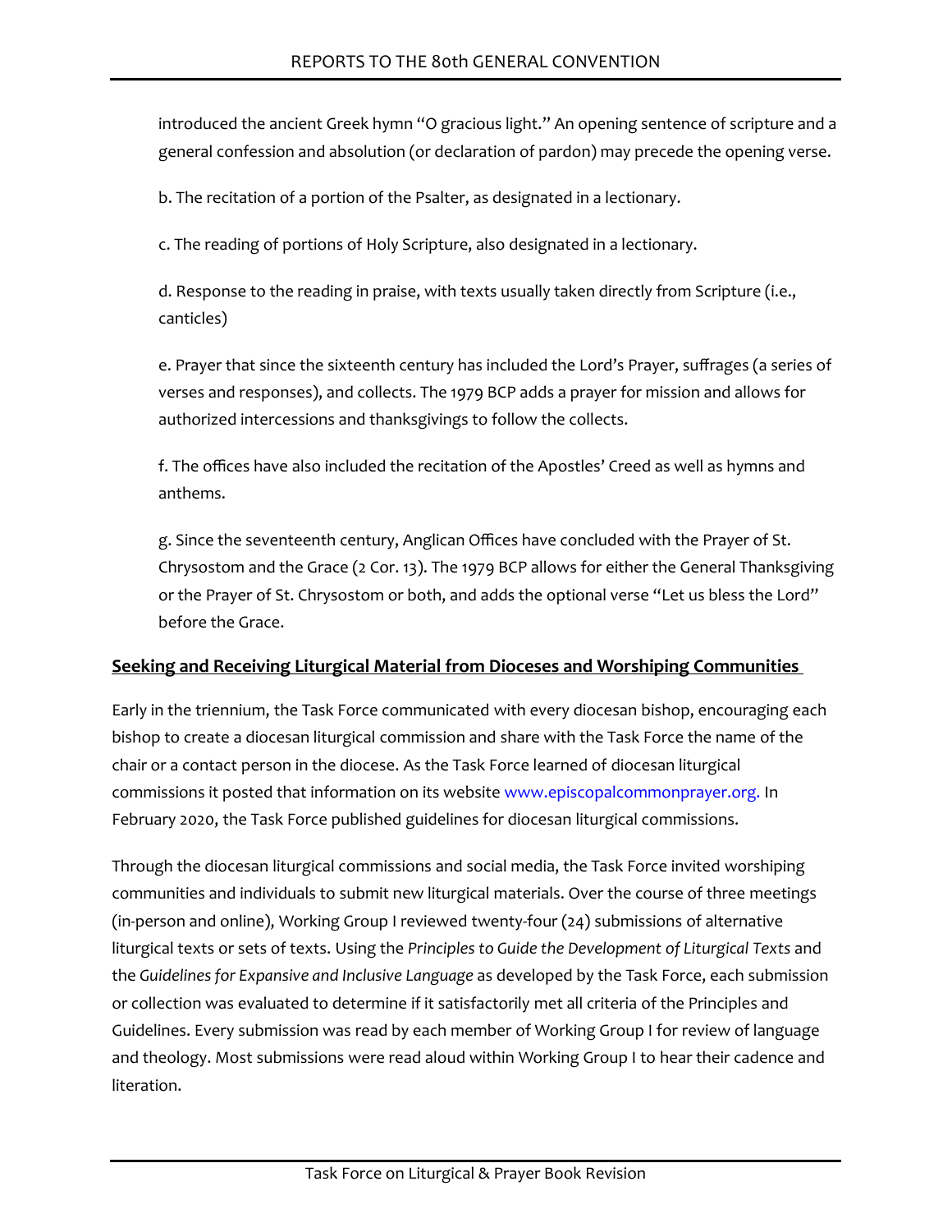introduced the ancient Greek hymn "O gracious light." An opening sentence of scripture and a general confession and absolution (or declaration of pardon) may precede the opening verse.

b. The recitation of a portion of the Psalter, as designated in a lectionary.

c. The reading of portions of Holy Scripture, also designated in a lectionary.

d. Response to the reading in praise, with texts usually taken directly from Scripture (i.e., canticles)

e. Prayer that since the sixteenth century has included the Lord's Prayer, suffrages (a series of verses and responses), and collects. The 1979 BCP adds a prayer for mission and allows for authorized intercessions and thanksgivings to follow the collects.

f. The offices have also included the recitation of the Apostles' Creed as well as hymns and anthems.

g. Since the seventeenth century, Anglican Offices have concluded with the Prayer of St. Chrysostom and the Grace (2 Cor. 13). The 1979 BCP allows for either the General Thanksgiving or the Prayer of St. Chrysostom or both, and adds the optional verse "Let us bless the Lord" before the Grace.

## Seeking and Receiving Liturgical Material from Dioceses and Worshiping Communities

Early in the triennium, the Task Force communicated with every diocesan bishop, encouraging each bishop to create a diocesan liturgical commission and share with the Task Force the name of the chair or a contact person in the diocese. As the Task Force learned of diocesan liturgical commissions it posted that information on its website www.episcopalcommonprayer.org. In February 2020, the Task Force published guidelines for diocesan liturgical commissions.

Through the diocesan liturgical commissions and social media, the Task Force invited worshiping communities and individuals to submit new liturgical materials. Over the course of three meetings (in-person and online), Working Group I reviewed twenty-four (24) submissions of alternative liturgical texts or sets of texts. Using the *Principles to Guide the Development of Liturgical Texts* and the *Guidelines for Expansive and Inclusive Language* as developed by the Task Force, each submission or collection was evaluated to determine if it satisfactorily met all criteria of the Principles and Guidelines. Every submission was read by each member of Working Group I for review of language and theology. Most submissions were read aloud within Working Group I to hear their cadence and literation.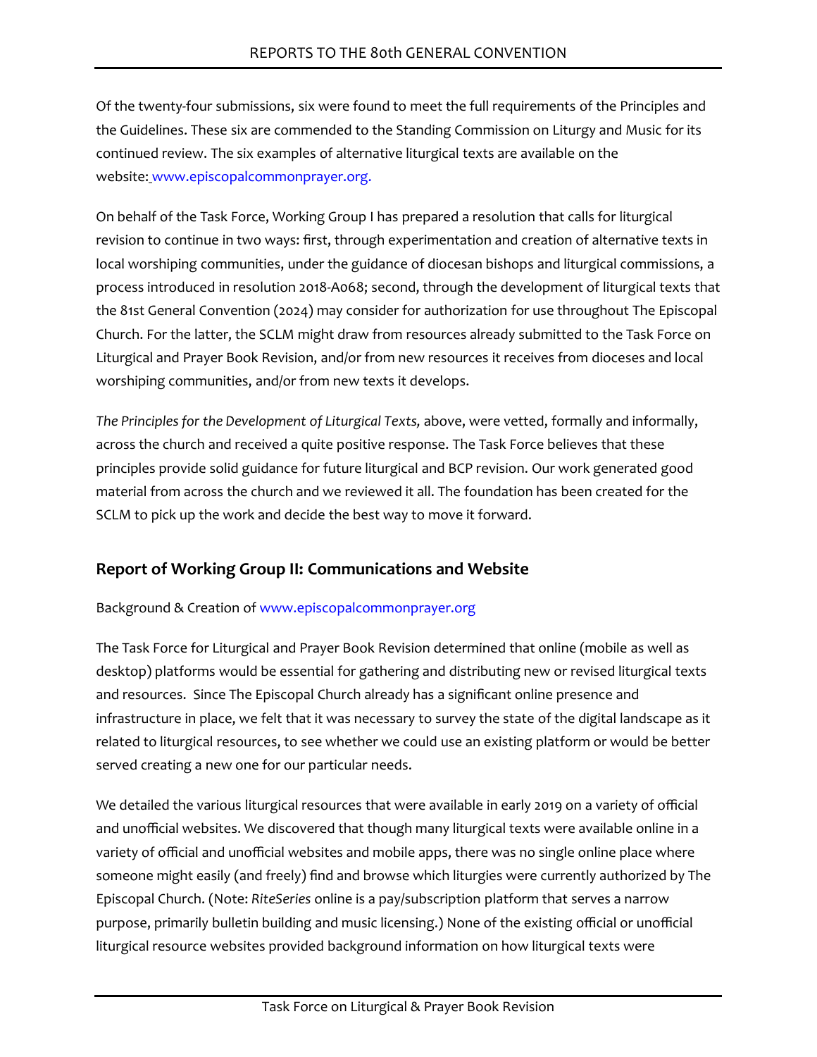Of the twenty-four submissions, six were found to meet the full requirements of the Principles and the Guidelines. These six are commended to the Standing Commission on Liturgy and Music for its continued review. The six examples of alternative liturgical texts are available on the website: www.episcopalcommonprayer.org.

On behalf of the Task Force, Working Group I has prepared a resolution that calls for liturgical revision to continue in two ways: first, through experimentation and creation of alternative texts in local worshiping communities, under the guidance of diocesan bishops and liturgical commissions, a process introduced in resolution 2018-A068; second, through the development of liturgical texts that the 81st General Convention (2024) may consider for authorization for use throughout The Episcopal Church. For the latter, the SCLM might draw from resources already submitted to the Task Force on Liturgical and Prayer Book Revision, and/or from new resources it receives from dioceses and local worshiping communities, and/or from new texts it develops.

*The Principles for the Development of Liturgical Texts,* above, were vetted, formally and informally, across the church and received a quite positive response. The Task Force believes that these principles provide solid guidance for future liturgical and BCP revision. Our work generated good material from across the church and we reviewed it all. The foundation has been created for the SCLM to pick up the work and decide the best way to move it forward.

## Report of Working Group II: Communications and Website

Background & Creation of www.episcopalcommonprayer.org

The Task Force for Liturgical and Prayer Book Revision determined that online (mobile as well as desktop) platforms would be essential for gathering and distributing new or revised liturgical texts and resources. Since The Episcopal Church already has a significant online presence and infrastructure in place, we felt that it was necessary to survey the state of the digital landscape as it related to liturgical resources, to see whether we could use an existing platform or would be better served creating a new one for our particular needs.

We detailed the various liturgical resources that were available in early 2019 on a variety of official and unofficial websites. We discovered that though many liturgical texts were available online in a variety of official and unofficial websites and mobile apps, there was no single online place where someone might easily (and freely) find and browse which liturgies were currently authorized by The Episcopal Church. (Note: *RiteSeries* online is a pay/subscription platform that serves a narrow purpose, primarily bulletin building and music licensing.) None of the existing official or unofficial liturgical resource websites provided background information on how liturgical texts were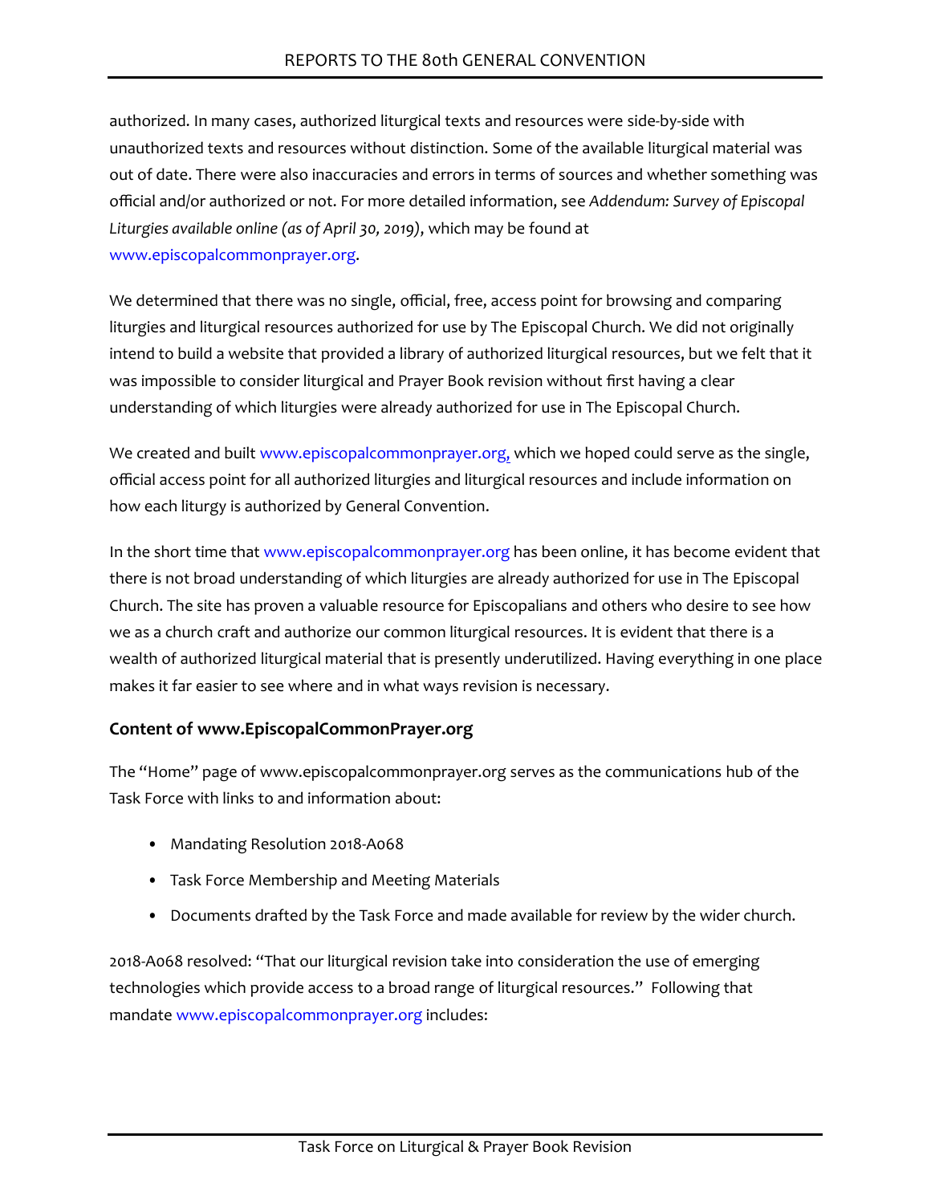authorized. In many cases, authorized liturgical texts and resources were side-by-side with unauthorized texts and resources without distinction. Some of the available liturgical material was out of date. There were also inaccuracies and errors in terms of sources and whether something was official and/or authorized or not. For more detailed information, see *Addendum: Survey of Episcopal Liturgies available online (as of April 30, 2019)*, which may be found at www.episcopalcommonprayer.org.

We determined that there was no single, official, free, access point for browsing and comparing liturgies and liturgical resources authorized for use by The Episcopal Church. We did not originally intend to build a website that provided a library of authorized liturgical resources, but we felt that it was impossible to consider liturgical and Prayer Book revision without first having a clear understanding of which liturgies were already authorized for use in The Episcopal Church.

We created and built www.episcopalcommonprayer.org, which we hoped could serve as the single, official access point for all authorized liturgies and liturgical resources and include information on how each liturgy is authorized by General Convention.

In the short time that www.episcopalcommonprayer.org has been online, it has become evident that there is not broad understanding of which liturgies are already authorized for use in The Episcopal Church. The site has proven a valuable resource for Episcopalians and others who desire to see how we as a church craft and authorize our common liturgical resources. It is evident that there is a wealth of authorized liturgical material that is presently underutilized. Having everything in one place makes it far easier to see where and in what ways revision is necessary.

### Content of www.EpiscopalCommonPrayer.org

The "Home" page of www.episcopalcommonprayer.org serves as the communications hub of the Task Force with links to and information about:

- Mandating Resolution 2018-A068
- Task Force Membership and Meeting Materials
- Documents drafted by the Task Force and made available for review by the wider church.

2018-A068 resolved: "That our liturgical revision take into consideration the use of emerging technologies which provide access to a broad range of liturgical resources." Following that mandate www.episcopalcommonprayer.org includes: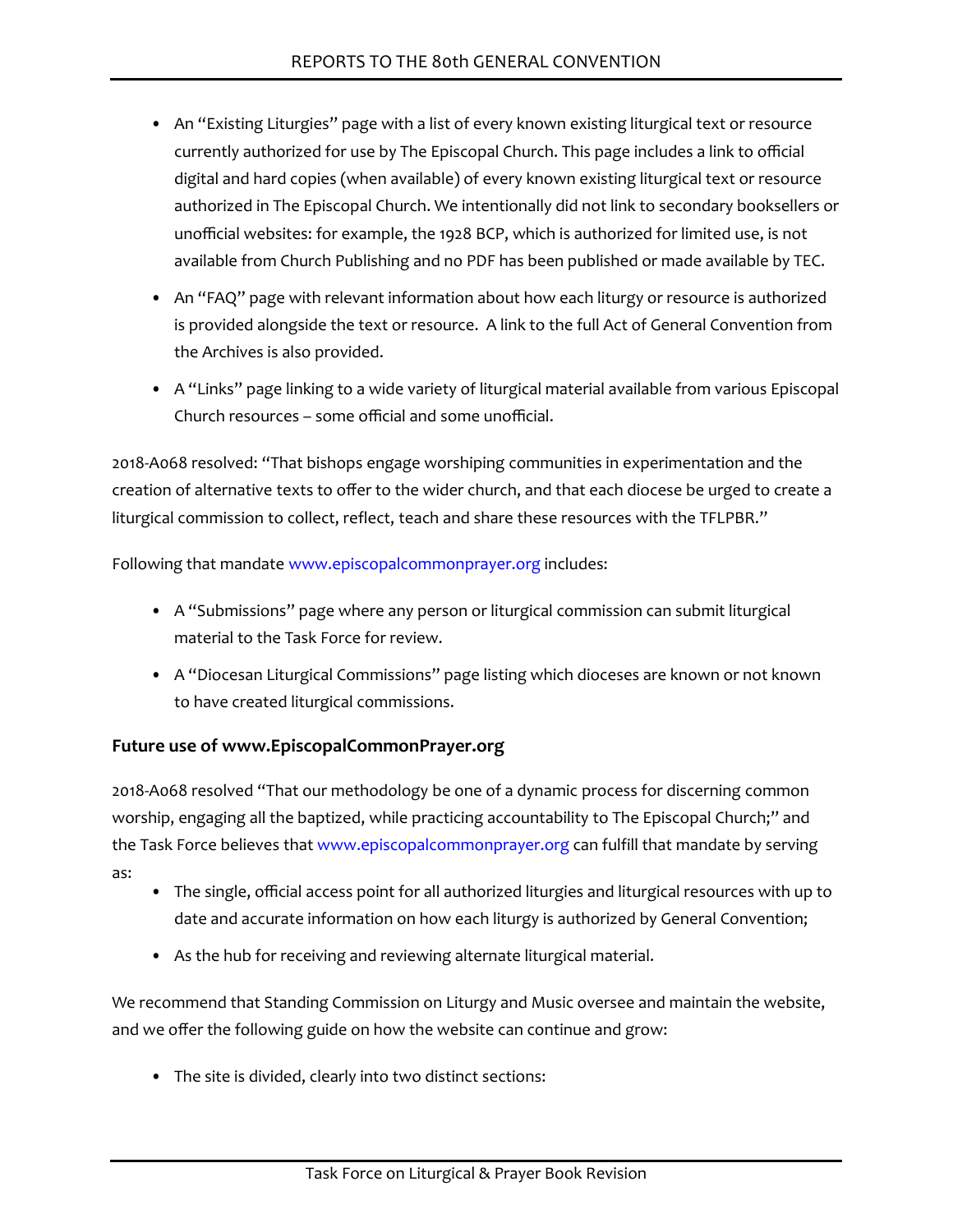- An "Existing Liturgies" page with a list of every known existing liturgical text or resource currently authorized for use by The Episcopal Church. This page includes a link to official digital and hard copies (when available) of every known existing liturgical text or resource authorized in The Episcopal Church. We intentionally did not link to secondary booksellers or unofficial websites: for example, the 1928 BCP, which is authorized for limited use, is not available from Church Publishing and no PDF has been published or made available by TEC.
- An "FAQ" page with relevant information about how each liturgy or resource is authorized is provided alongside the text or resource. A link to the full Act of General Convention from the Archives is also provided.
- A "Links" page linking to a wide variety of liturgical material available from various Episcopal Church resources – some official and some unofficial.

2018-A068 resolved: "That bishops engage worshiping communities in experimentation and the creation of alternative texts to offer to the wider church, and that each diocese be urged to create a liturgical commission to collect, reflect, teach and share these resources with the TFLPBR."

Following that mandate www.episcopalcommonprayer.org includes:

- A "Submissions" page where any person or liturgical commission can submit liturgical material to the Task Force for review.
- A "Diocesan Liturgical Commissions" page listing which dioceses are known or not known to have created liturgical commissions.

### Future use of www.EpiscopalCommonPrayer.org

2018-A068 resolved "That our methodology be one of a dynamic process for discerning common worship, engaging all the baptized, while practicing accountability to The Episcopal Church;" and the Task Force believes that www.episcopalcommonprayer.org can fulfill that mandate by serving as:

- The single, official access point for all authorized liturgies and liturgical resources with up to date and accurate information on how each liturgy is authorized by General Convention;
- As the hub for receiving and reviewing alternate liturgical material.

We recommend that Standing Commission on Liturgy and Music oversee and maintain the website, and we offer the following guide on how the website can continue and grow:

- The site is divided, clearly into two distinct sections: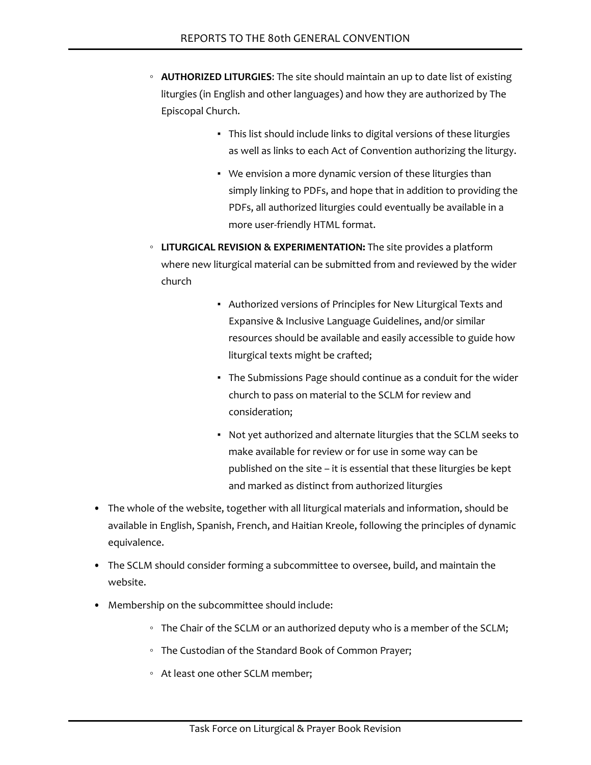- **AUTHORIZED LITURGIES**: The site should maintain an up to date list of existing liturgies (in English and other languages) and how they are authorized by The Episcopal Church.
    - This list should include links to digital versions of these liturgies as well as links to each Act of Convention authorizing the liturgy.
    - We envision a more dynamic version of these liturgies than simply linking to PDFs, and hope that in addition to providing the PDFs, all authorized liturgies could eventually be available in a more user-friendly HTML format.
- **LITURGICAL REVISION & EXPERIMENTATION:** The site provides a platform where new liturgical material can be submitted from and reviewed by the wider church
    - Authorized versions of Principles for New Liturgical Texts and Expansive & Inclusive Language Guidelines, and/or similar resources should be available and easily accessible to guide how liturgical texts might be crafted;
    - The Submissions Page should continue as a conduit for the wider church to pass on material to the SCLM for review and consideration;
    - Not yet authorized and alternate liturgies that the SCLM seeks to make available for review or for use in some way can be published on the site – it is essential that these liturgies be kept and marked as distinct from authorized liturgies

- The whole of the website, together with all liturgical materials and information, should be available in English, Spanish, French, and Haitian Kreole, following the principles of dynamic equivalence.
- The SCLM should consider forming a subcommittee to oversee, build, and maintain the website.
- Membership on the subcommittee should include:
    - The Chair of the SCLM or an authorized deputy who is a member of the SCLM;
    - The Custodian of the Standard Book of Common Prayer;
    - At least one other SCLM member;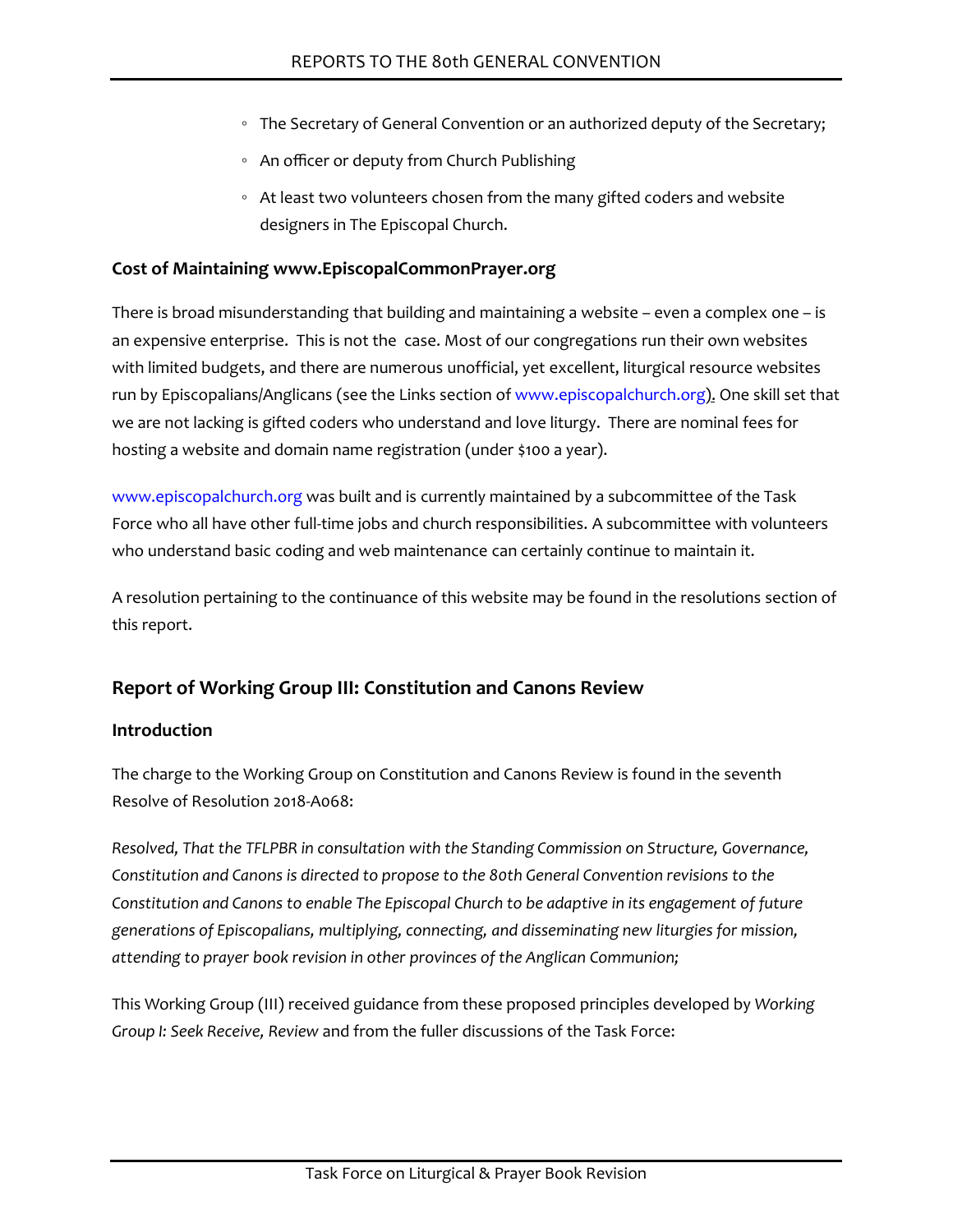- The Secretary of General Convention or an authorized deputy of the Secretary;
- An officer or deputy from Church Publishing
- At least two volunteers chosen from the many gifted coders and website designers in The Episcopal Church.

### Cost of Maintaining www.EpiscopalCommonPrayer.org

There is broad misunderstanding that building and maintaining a website – even a complex one – is an expensive enterprise. This is not the case. Most of our congregations run their own websites with limited budgets, and there are numerous unofficial, yet excellent, liturgical resource websites run by Episcopalians/Anglicans (see the Links section of www.episcopalchurch.org). One skill set that we are not lacking is gifted coders who understand and love liturgy. There are nominal fees for hosting a website and domain name registration (under $100 a year).

www.episcopalchurch.org was built and is currently maintained by a subcommittee of the Task Force who all have other full-time jobs and church responsibilities. A subcommittee with volunteers who understand basic coding and web maintenance can certainly continue to maintain it.

A resolution pertaining to the continuance of this website may be found in the resolutions section of this report.

## Report of Working Group III: Constitution and Canons Review

### Introduction

The charge to the Working Group on Constitution and Canons Review is found in the seventh Resolve of Resolution 2018-A068:

*Resolved, That the TFLPBR in consultation with the Standing Commission on Structure, Governance, Constitution and Canons is directed to propose to the 80th General Convention revisions to the Constitution and Canons to enable The Episcopal Church to be adaptive in its engagement of future generations of Episcopalians, multiplying, connecting, and disseminating new liturgies for mission, attending to prayer book revision in other provinces of the Anglican Communion;*

This Working Group (III) received guidance from these proposed principles developed by *Working Group I: Seek Receive, Review* and from the fuller discussions of the Task Force: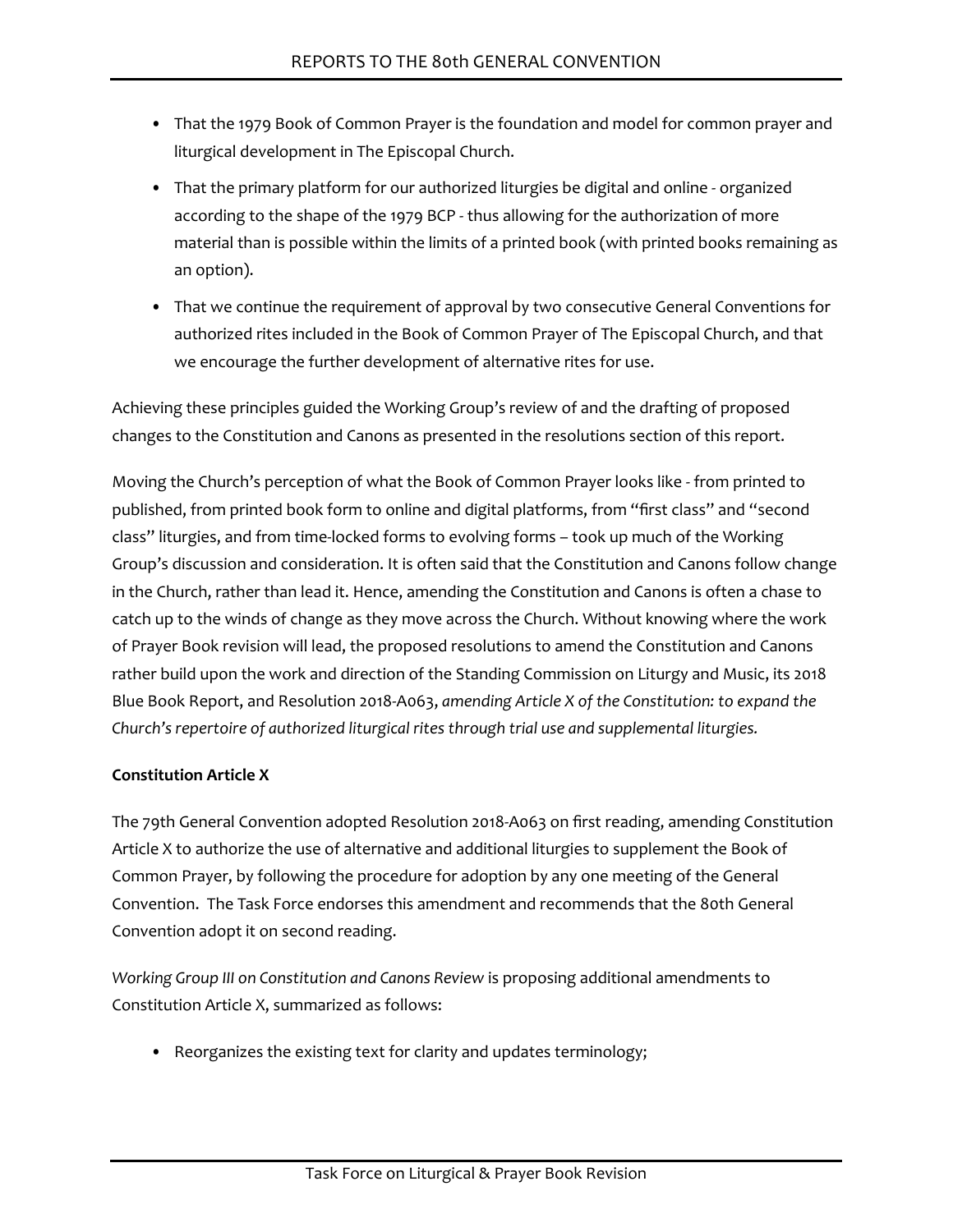- That the 1979 Book of Common Prayer is the foundation and model for common prayer and liturgical development in The Episcopal Church.
- That the primary platform for our authorized liturgies be digital and online - organized according to the shape of the 1979 BCP - thus allowing for the authorization of more material than is possible within the limits of a printed book (with printed books remaining as an option).
- That we continue the requirement of approval by two consecutive General Conventions for authorized rites included in the Book of Common Prayer of The Episcopal Church, and that we encourage the further development of alternative rites for use.

Achieving these principles guided the Working Group's review of and the drafting of proposed changes to the Constitution and Canons as presented in the resolutions section of this report.

Moving the Church's perception of what the Book of Common Prayer looks like - from printed to published, from printed book form to online and digital platforms, from "first class" and "second class" liturgies, and from time-locked forms to evolving forms – took up much of the Working Group's discussion and consideration. It is often said that the Constitution and Canons follow change in the Church, rather than lead it. Hence, amending the Constitution and Canons is often a chase to catch up to the winds of change as they move across the Church. Without knowing where the work of Prayer Book revision will lead, the proposed resolutions to amend the Constitution and Canons rather build upon the work and direction of the Standing Commission on Liturgy and Music, its 2018 Blue Book Report, and Resolution 2018-A063, *amending Article X of the Constitution: to expand the Church's repertoire of authorized liturgical rites through trial use and supplemental liturgies.*

**Constitution Article X**

The 79th General Convention adopted Resolution 2018-A063 on first reading, amending Constitution Article X to authorize the use of alternative and additional liturgies to supplement the Book of Common Prayer, by following the procedure for adoption by any one meeting of the General Convention. The Task Force endorses this amendment and recommends that the 80th General Convention adopt it on second reading.

*Working Group III on Constitution and Canons Review* is proposing additional amendments to Constitution Article X, summarized as follows:

- Reorganizes the existing text for clarity and updates terminology;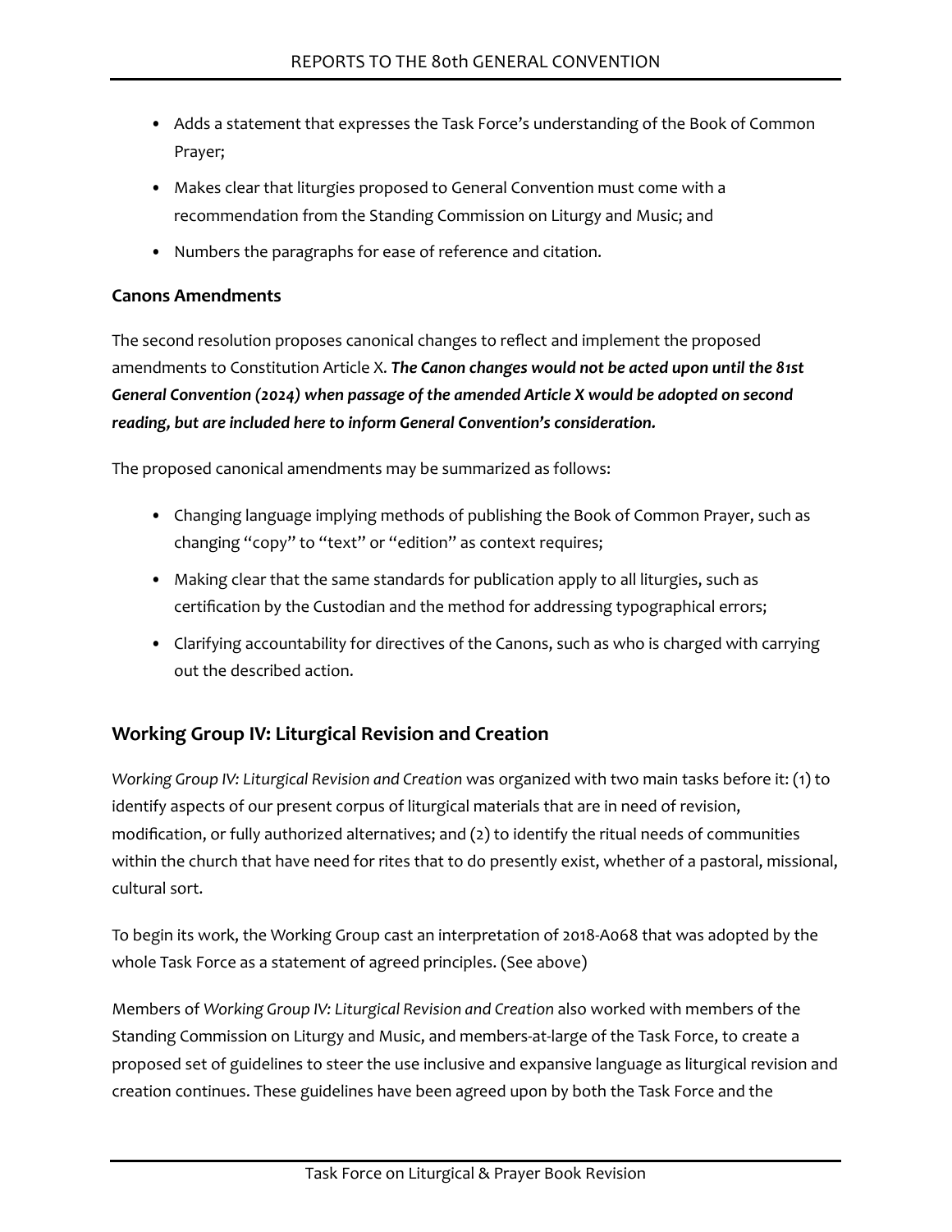- Adds a statement that expresses the Task Force's understanding of the Book of Common Prayer;
- Makes clear that liturgies proposed to General Convention must come with a recommendation from the Standing Commission on Liturgy and Music; and
- Numbers the paragraphs for ease of reference and citation.

**Canons Amendments**

The second resolution proposes canonical changes to reflect and implement the proposed amendments to Constitution Article X. ***The Canon changes would not be acted upon until the 81st General Convention (2024) when passage of the amended Article X would be adopted on second reading, but are included here to inform General Convention's consideration.***

The proposed canonical amendments may be summarized as follows:

- Changing language implying methods of publishing the Book of Common Prayer, such as changing "copy" to "text" or "edition" as context requires;
- Making clear that the same standards for publication apply to all liturgies, such as certification by the Custodian and the method for addressing typographical errors;
- Clarifying accountability for directives of the Canons, such as who is charged with carrying out the described action.

## Working Group IV: Liturgical Revision and Creation

*Working Group IV: Liturgical Revision and Creation* was organized with two main tasks before it: (1) to identify aspects of our present corpus of liturgical materials that are in need of revision, modification, or fully authorized alternatives; and (2) to identify the ritual needs of communities within the church that have need for rites that to do presently exist, whether of a pastoral, missional, cultural sort.

To begin its work, the Working Group cast an interpretation of 2018-A068 that was adopted by the whole Task Force as a statement of agreed principles. (See above)

Members of *Working Group IV: Liturgical Revision and Creation* also worked with members of the Standing Commission on Liturgy and Music, and members-at-large of the Task Force, to create a proposed set of guidelines to steer the use inclusive and expansive language as liturgical revision and creation continues. These guidelines have been agreed upon by both the Task Force and the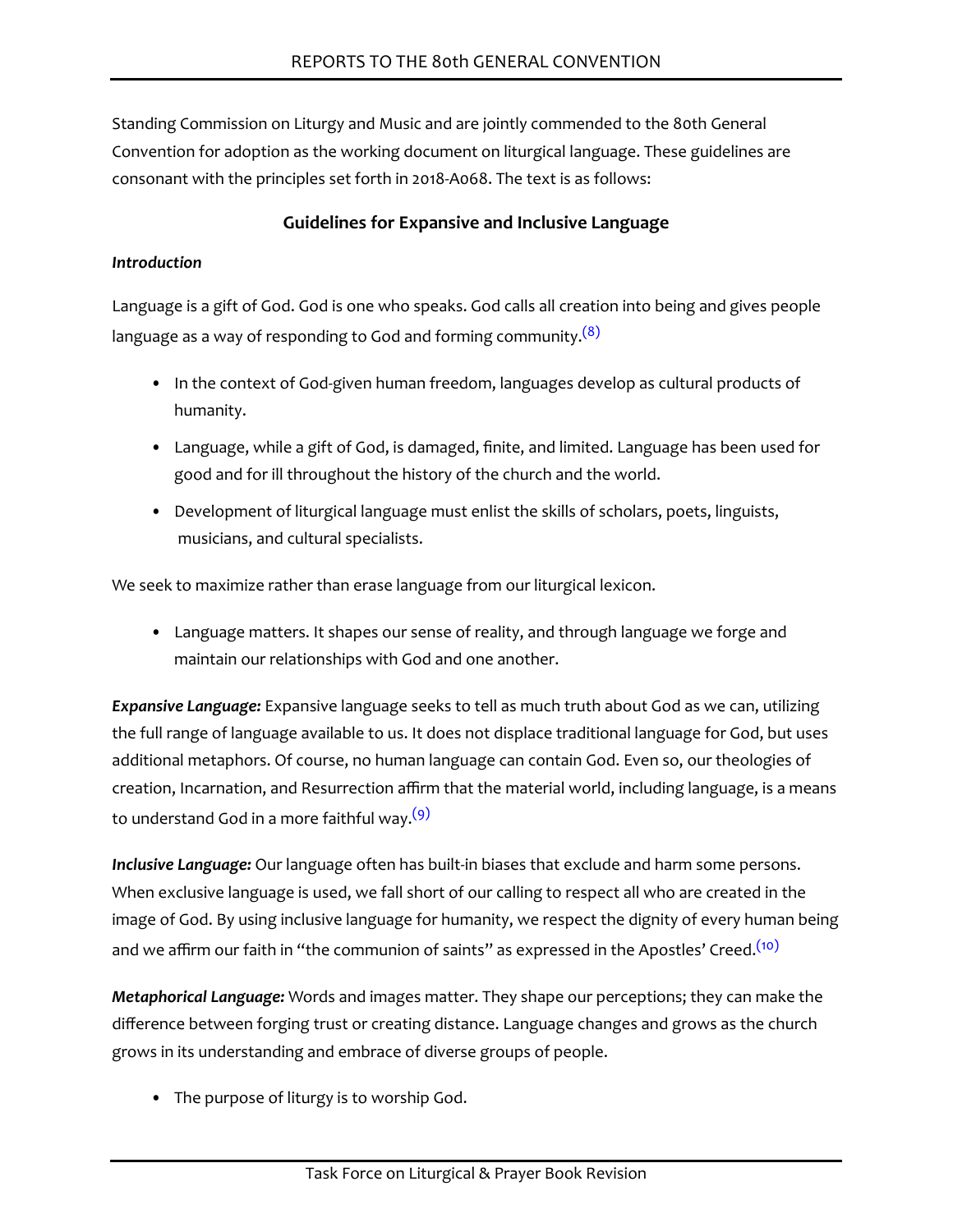Standing Commission on Liturgy and Music and are jointly commended to the 80th General Convention for adoption as the working document on liturgical language. These guidelines are consonant with the principles set forth in 2018-A068. The text is as follows:

## Guidelines for Expansive and Inclusive Language

***Introduction***

Language is a gift of God. God is one who speaks. God calls all creation into being and gives people language as a way of responding to God and forming community.[(8)]

- In the context of God-given human freedom, languages develop as cultural products of humanity.
- Language, while a gift of God, is damaged, finite, and limited. Language has been used for good and for ill throughout the history of the church and the world.
- Development of liturgical language must enlist the skills of scholars, poets, linguists, musicians, and cultural specialists.

We seek to maximize rather than erase language from our liturgical lexicon.

- Language matters. It shapes our sense of reality, and through language we forge and maintain our relationships with God and one another.

***Expansive Language:*** Expansive language seeks to tell as much truth about God as we can, utilizing the full range of language available to us. It does not displace traditional language for God, but uses additional metaphors. Of course, no human language can contain God. Even so, our theologies of creation, Incarnation, and Resurrection affirm that the material world, including language, is a means to understand God in a more faithful way.[(9)]

***Inclusive Language:*** Our language often has built-in biases that exclude and harm some persons. When exclusive language is used, we fall short of our calling to respect all who are created in the image of God. By using inclusive language for humanity, we respect the dignity of every human being and we affirm our faith in "the communion of saints" as expressed in the Apostles' Creed.[(10)]

***Metaphorical Language:*** Words and images matter. They shape our perceptions; they can make the difference between forging trust or creating distance. Language changes and grows as the church grows in its understanding and embrace of diverse groups of people.

- The purpose of liturgy is to worship God.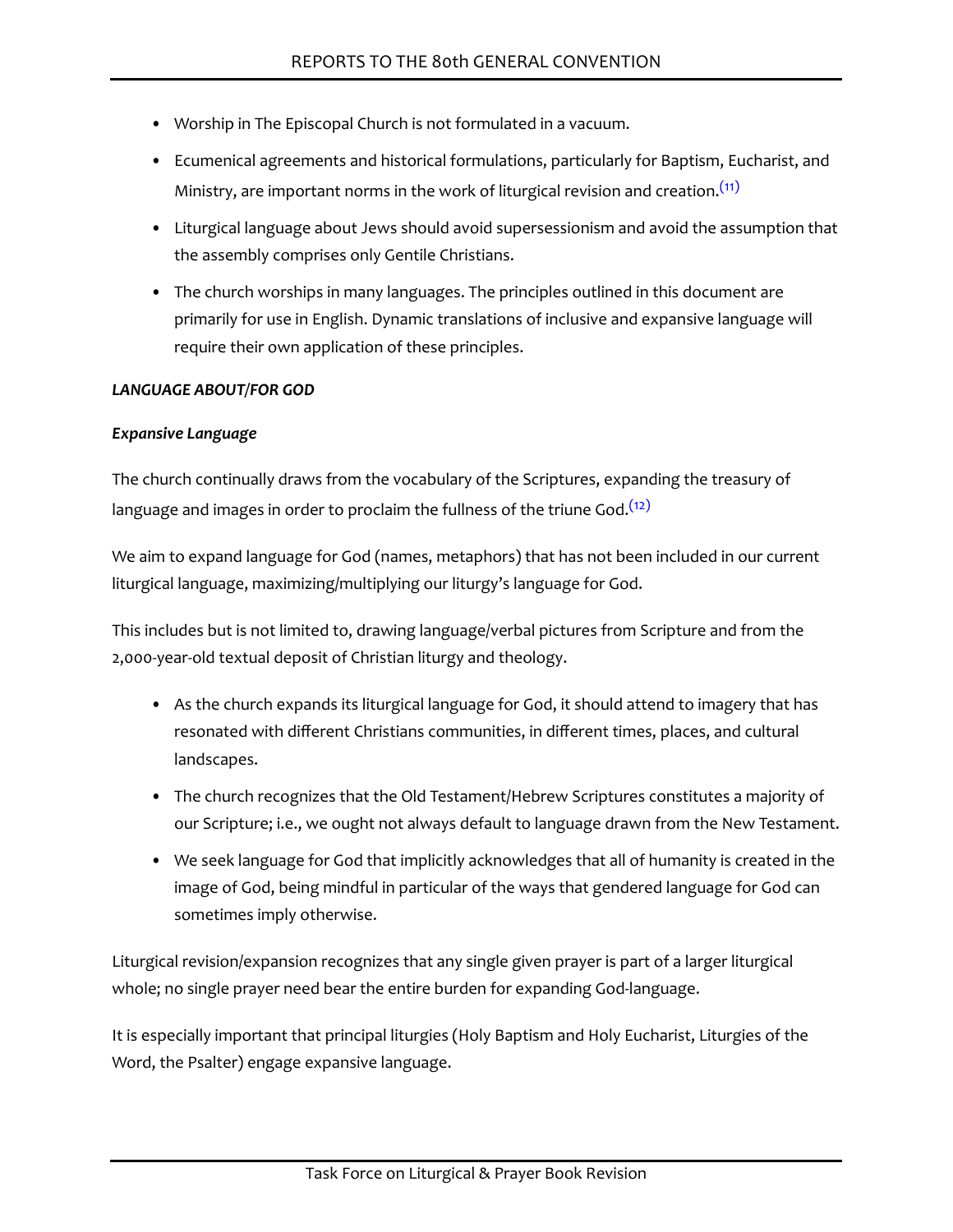- Worship in The Episcopal Church is not formulated in a vacuum.
- Ecumenical agreements and historical formulations, particularly for Baptism, Eucharist, and Ministry, are important norms in the work of liturgical revision and creation.[11]
- Liturgical language about Jews should avoid supersessionism and avoid the assumption that the assembly comprises only Gentile Christians.
- The church worships in many languages. The principles outlined in this document are primarily for use in English. Dynamic translations of inclusive and expansive language will require their own application of these principles.

***LANGUAGE ABOUT/FOR GOD***

***Expansive Language***

The church continually draws from the vocabulary of the Scriptures, expanding the treasury of language and images in order to proclaim the fullness of the triune God.[12]

We aim to expand language for God (names, metaphors) that has not been included in our current liturgical language, maximizing/multiplying our liturgy's language for God.

This includes but is not limited to, drawing language/verbal pictures from Scripture and from the 2,000-year-old textual deposit of Christian liturgy and theology.

- As the church expands its liturgical language for God, it should attend to imagery that has resonated with different Christians communities, in different times, places, and cultural landscapes.
- The church recognizes that the Old Testament/Hebrew Scriptures constitutes a majority of our Scripture; i.e., we ought not always default to language drawn from the New Testament.
- We seek language for God that implicitly acknowledges that all of humanity is created in the image of God, being mindful in particular of the ways that gendered language for God can sometimes imply otherwise.

Liturgical revision/expansion recognizes that any single given prayer is part of a larger liturgical whole; no single prayer need bear the entire burden for expanding God-language.

It is especially important that principal liturgies (Holy Baptism and Holy Eucharist, Liturgies of the Word, the Psalter) engage expansive language.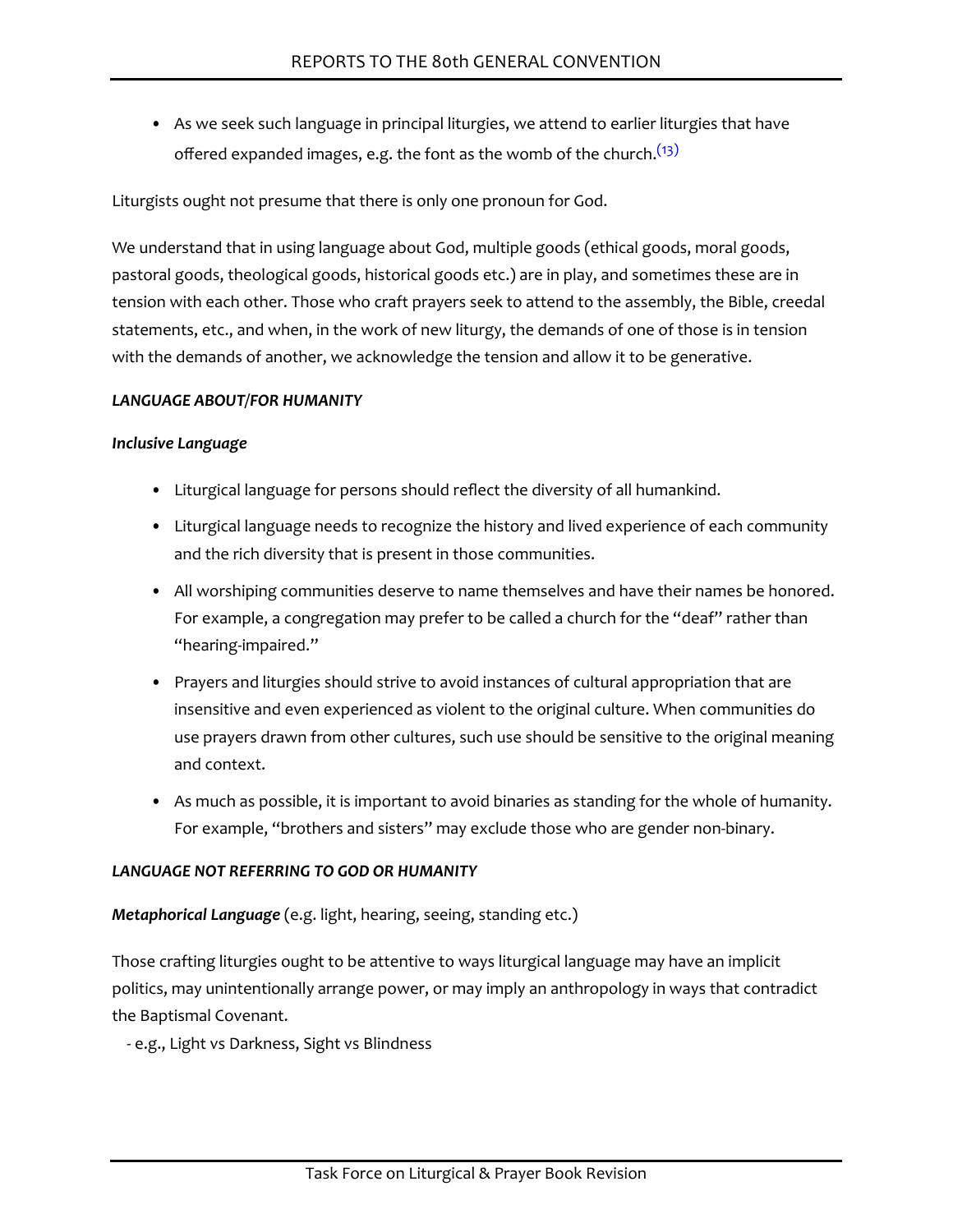- As we seek such language in principal liturgies, we attend to earlier liturgies that have offered expanded images, e.g. the font as the womb of the church.[(13)]

Liturgists ought not presume that there is only one pronoun for God.

We understand that in using language about God, multiple goods (ethical goods, moral goods, pastoral goods, theological goods, historical goods etc.) are in play, and sometimes these are in tension with each other. Those who craft prayers seek to attend to the assembly, the Bible, creedal statements, etc., and when, in the work of new liturgy, the demands of one of those is in tension with the demands of another, we acknowledge the tension and allow it to be generative.

***LANGUAGE ABOUT/FOR HUMANITY***

***Inclusive Language***

- Liturgical language for persons should reflect the diversity of all humankind.
- Liturgical language needs to recognize the history and lived experience of each community and the rich diversity that is present in those communities.
- All worshiping communities deserve to name themselves and have their names be honored. For example, a congregation may prefer to be called a church for the "deaf" rather than "hearing-impaired."
- Prayers and liturgies should strive to avoid instances of cultural appropriation that are insensitive and even experienced as violent to the original culture. When communities do use prayers drawn from other cultures, such use should be sensitive to the original meaning and context.
- As much as possible, it is important to avoid binaries as standing for the whole of humanity. For example, "brothers and sisters" may exclude those who are gender non-binary.

***LANGUAGE NOT REFERRING TO GOD OR HUMANITY***

***Metaphorical Language*** (e.g. light, hearing, seeing, standing etc.)

Those crafting liturgies ought to be attentive to ways liturgical language may have an implicit politics, may unintentionally arrange power, or may imply an anthropology in ways that contradict the Baptismal Covenant.

- e.g., Light vs Darkness, Sight vs Blindness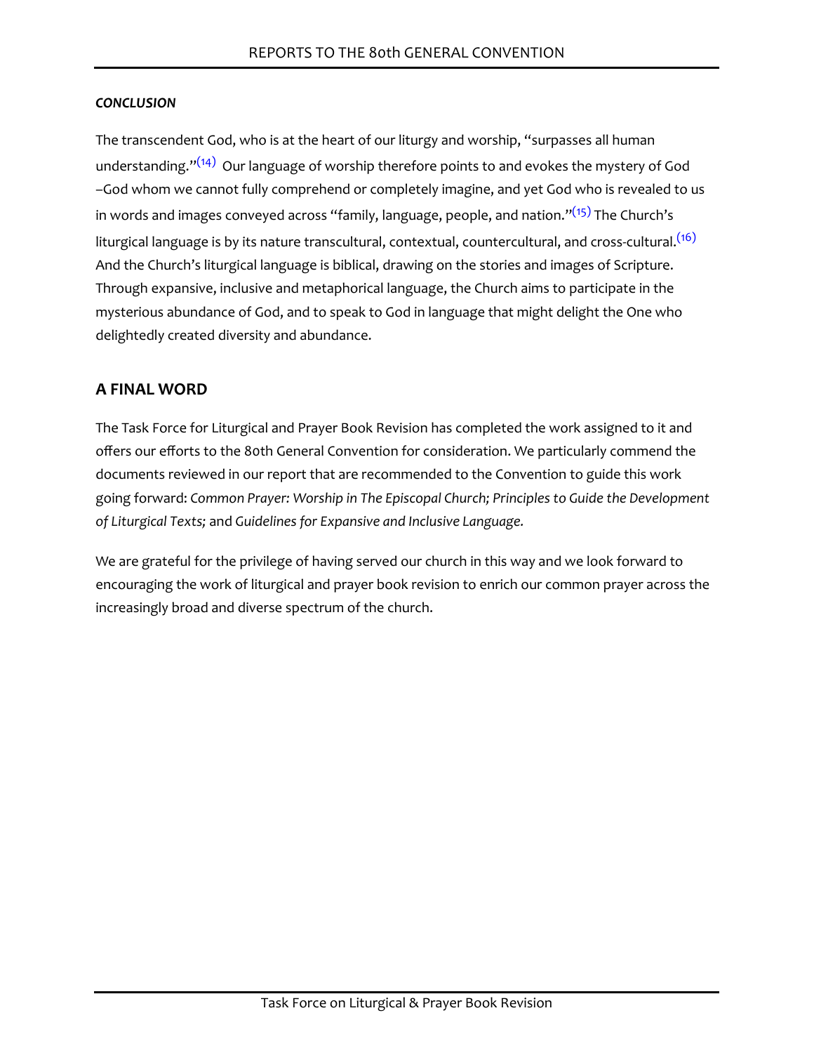***CONCLUSION***

The transcendent God, who is at the heart of our liturgy and worship, "surpasses all human understanding."[14] Our language of worship therefore points to and evokes the mystery of God –God whom we cannot fully comprehend or completely imagine, and yet God who is revealed to us in words and images conveyed across "family, language, people, and nation."[15] The Church's liturgical language is by its nature transcultural, contextual, countercultural, and cross-cultural.[16] And the Church's liturgical language is biblical, drawing on the stories and images of Scripture. Through expansive, inclusive and metaphorical language, the Church aims to participate in the mysterious abundance of God, and to speak to God in language that might delight the One who delightedly created diversity and abundance.

## A FINAL WORD

The Task Force for Liturgical and Prayer Book Revision has completed the work assigned to it and offers our efforts to the 80th General Convention for consideration. We particularly commend the documents reviewed in our report that are recommended to the Convention to guide this work going forward: *Common Prayer: Worship in The Episcopal Church; Principles to Guide the Development of Liturgical Texts;* and *Guidelines for Expansive and Inclusive Language.*

We are grateful for the privilege of having served our church in this way and we look forward to encouraging the work of liturgical and prayer book revision to enrich our common prayer across the increasingly broad and diverse spectrum of the church.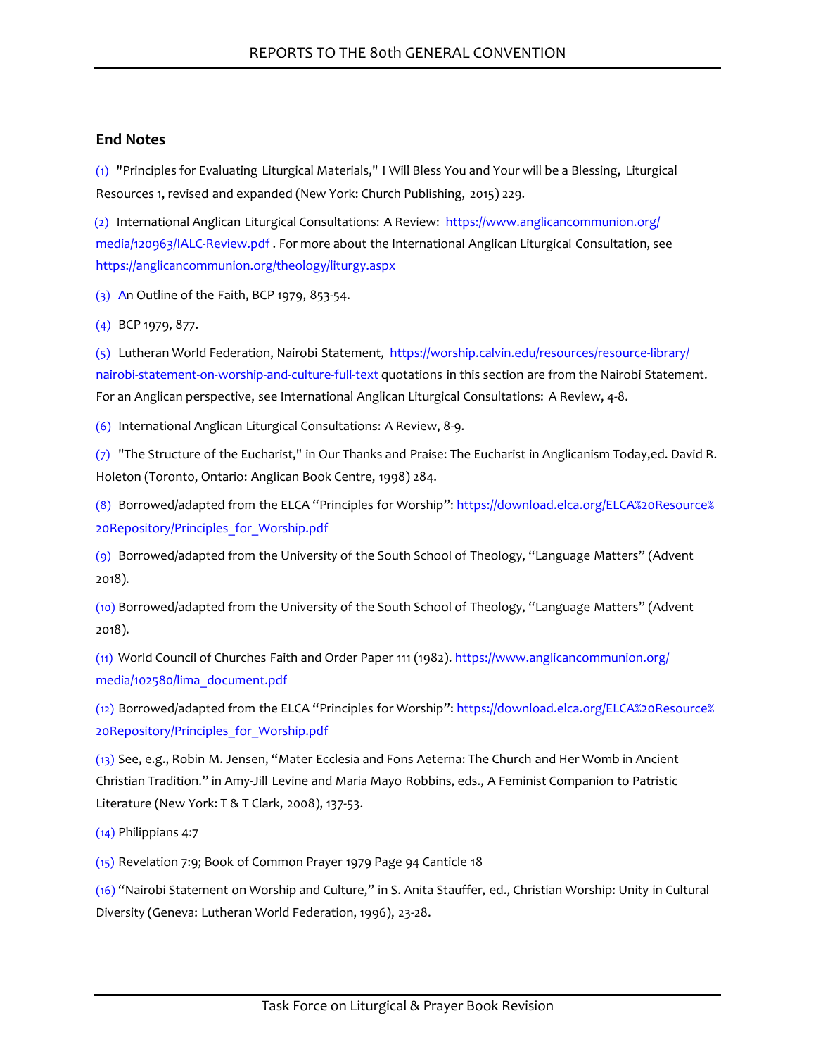## End Notes

(1) "Principles for Evaluating Liturgical Materials," I Will Bless You and Your will be a Blessing, Liturgical Resources 1, revised and expanded (New York: Church Publishing, 2015) 229.

(2) International Anglican Liturgical Consultations: A Review: https://www.anglicancommunion.org/media/120963/IALC-Review.pdf . For more about the International Anglican Liturgical Consultation, see https://anglicancommunion.org/theology/liturgy.aspx

(3) An Outline of the Faith, BCP 1979, 853-54.

(4) BCP 1979, 877.

(5) Lutheran World Federation, Nairobi Statement, https://worship.calvin.edu/resources/resource-library/nairobi-statement-on-worship-and-culture-full-text quotations in this section are from the Nairobi Statement. For an Anglican perspective, see International Anglican Liturgical Consultations: A Review, 4-8.

(6) International Anglican Liturgical Consultations: A Review, 8-9.

(7) "The Structure of the Eucharist," in Our Thanks and Praise: The Eucharist in Anglicanism Today,ed. David R. Holeton (Toronto, Ontario: Anglican Book Centre, 1998) 284.

(8) Borrowed/adapted from the ELCA "Principles for Worship": https://download.elca.org/ELCA%20Resource%20Repository/Principles_for_Worship.pdf

(9) Borrowed/adapted from the University of the South School of Theology, "Language Matters" (Advent 2018).

(10) Borrowed/adapted from the University of the South School of Theology, "Language Matters" (Advent 2018).

(11) World Council of Churches Faith and Order Paper 111 (1982). https://www.anglicancommunion.org/media/102580/lima_document.pdf

(12) Borrowed/adapted from the ELCA "Principles for Worship": https://download.elca.org/ELCA%20Resource%20Repository/Principles_for_Worship.pdf

(13) See, e.g., Robin M. Jensen, "Mater Ecclesia and Fons Aeterna: The Church and Her Womb in Ancient Christian Tradition." in Amy-Jill Levine and Maria Mayo Robbins, eds., A Feminist Companion to Patristic Literature (New York: T & T Clark, 2008), 137-53.

(14) Philippians 4:7

(15) Revelation 7:9; Book of Common Prayer 1979 Page 94 Canticle 18

(16) "Nairobi Statement on Worship and Culture," in S. Anita Stauffer, ed., Christian Worship: Unity in Cultural Diversity (Geneva: Lutheran World Federation, 1996), 23-28.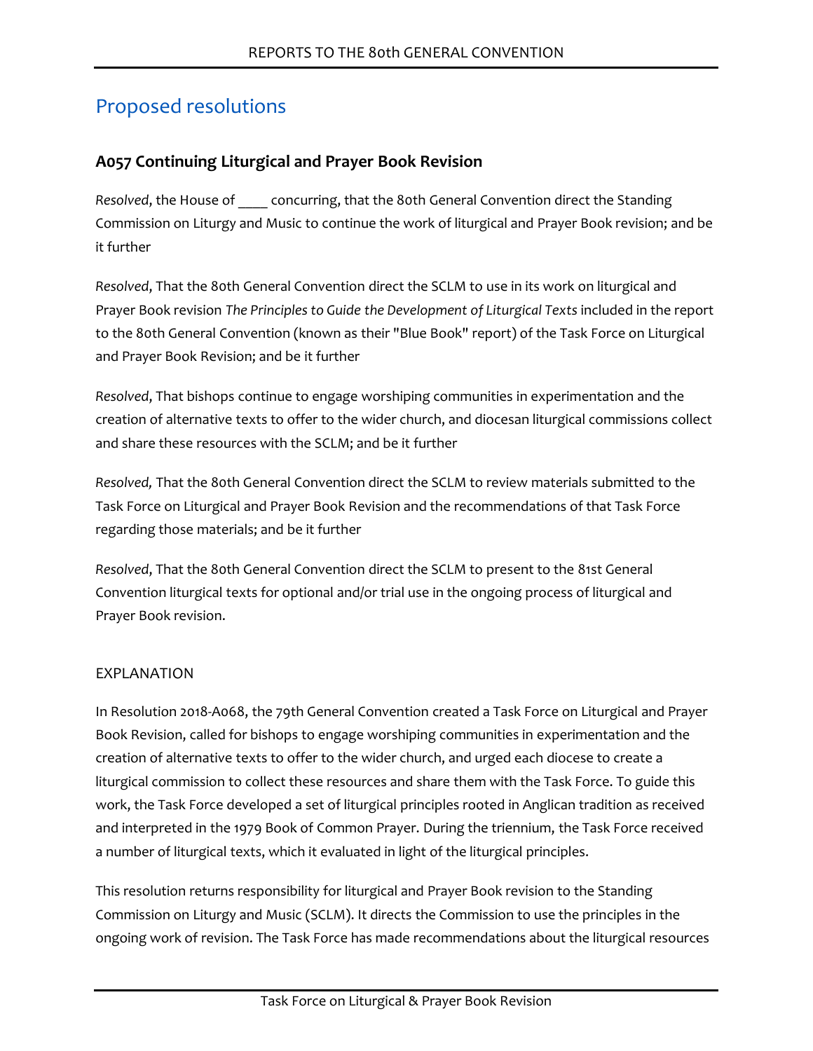## Proposed resolutions

### A057 Continuing Liturgical and Prayer Book Revision

*Resolved*, the House of ____ concurring, that the 80th General Convention direct the Standing Commission on Liturgy and Music to continue the work of liturgical and Prayer Book revision; and be it further

*Resolved*, That the 80th General Convention direct the SCLM to use in its work on liturgical and Prayer Book revision *The Principles to Guide the Development of Liturgical Texts* included in the report to the 80th General Convention (known as their "Blue Book" report) of the Task Force on Liturgical and Prayer Book Revision; and be it further

*Resolved*, That bishops continue to engage worshiping communities in experimentation and the creation of alternative texts to offer to the wider church, and diocesan liturgical commissions collect and share these resources with the SCLM; and be it further

*Resolved,* That the 80th General Convention direct the SCLM to review materials submitted to the Task Force on Liturgical and Prayer Book Revision and the recommendations of that Task Force regarding those materials; and be it further

*Resolved*, That the 80th General Convention direct the SCLM to present to the 81st General Convention liturgical texts for optional and/or trial use in the ongoing process of liturgical and Prayer Book revision.

EXPLANATION

In Resolution 2018-A068, the 79th General Convention created a Task Force on Liturgical and Prayer Book Revision, called for bishops to engage worshiping communities in experimentation and the creation of alternative texts to offer to the wider church, and urged each diocese to create a liturgical commission to collect these resources and share them with the Task Force. To guide this work, the Task Force developed a set of liturgical principles rooted in Anglican tradition as received and interpreted in the 1979 Book of Common Prayer. During the triennium, the Task Force received a number of liturgical texts, which it evaluated in light of the liturgical principles.

This resolution returns responsibility for liturgical and Prayer Book revision to the Standing Commission on Liturgy and Music (SCLM). It directs the Commission to use the principles in the ongoing work of revision. The Task Force has made recommendations about the liturgical resources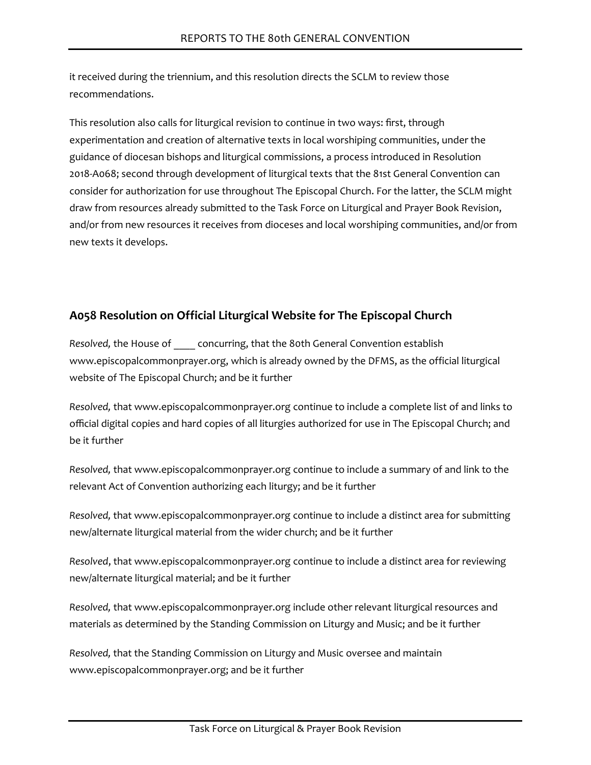it received during the triennium, and this resolution directs the SCLM to review those recommendations.

This resolution also calls for liturgical revision to continue in two ways: first, through experimentation and creation of alternative texts in local worshiping communities, under the guidance of diocesan bishops and liturgical commissions, a process introduced in Resolution 2018-A068; second through development of liturgical texts that the 81st General Convention can consider for authorization for use throughout The Episcopal Church. For the latter, the SCLM might draw from resources already submitted to the Task Force on Liturgical and Prayer Book Revision, and/or from new resources it receives from dioceses and local worshiping communities, and/or from new texts it develops.

## A058 Resolution on Official Liturgical Website for The Episcopal Church

*Resolved,* the House of ____ concurring, that the 80th General Convention establish www.episcopalcommonprayer.org, which is already owned by the DFMS, as the official liturgical website of The Episcopal Church; and be it further

*Resolved,* that www.episcopalcommonprayer.org continue to include a complete list of and links to official digital copies and hard copies of all liturgies authorized for use in The Episcopal Church; and be it further

*Resolved,* that www.episcopalcommonprayer.org continue to include a summary of and link to the relevant Act of Convention authorizing each liturgy; and be it further

*Resolved,* that www.episcopalcommonprayer.org continue to include a distinct area for submitting new/alternate liturgical material from the wider church; and be it further

*Resolved*, that www.episcopalcommonprayer.org continue to include a distinct area for reviewing new/alternate liturgical material; and be it further

*Resolved,* that www.episcopalcommonprayer.org include other relevant liturgical resources and materials as determined by the Standing Commission on Liturgy and Music; and be it further

*Resolved,* that the Standing Commission on Liturgy and Music oversee and maintain www.episcopalcommonprayer.org; and be it further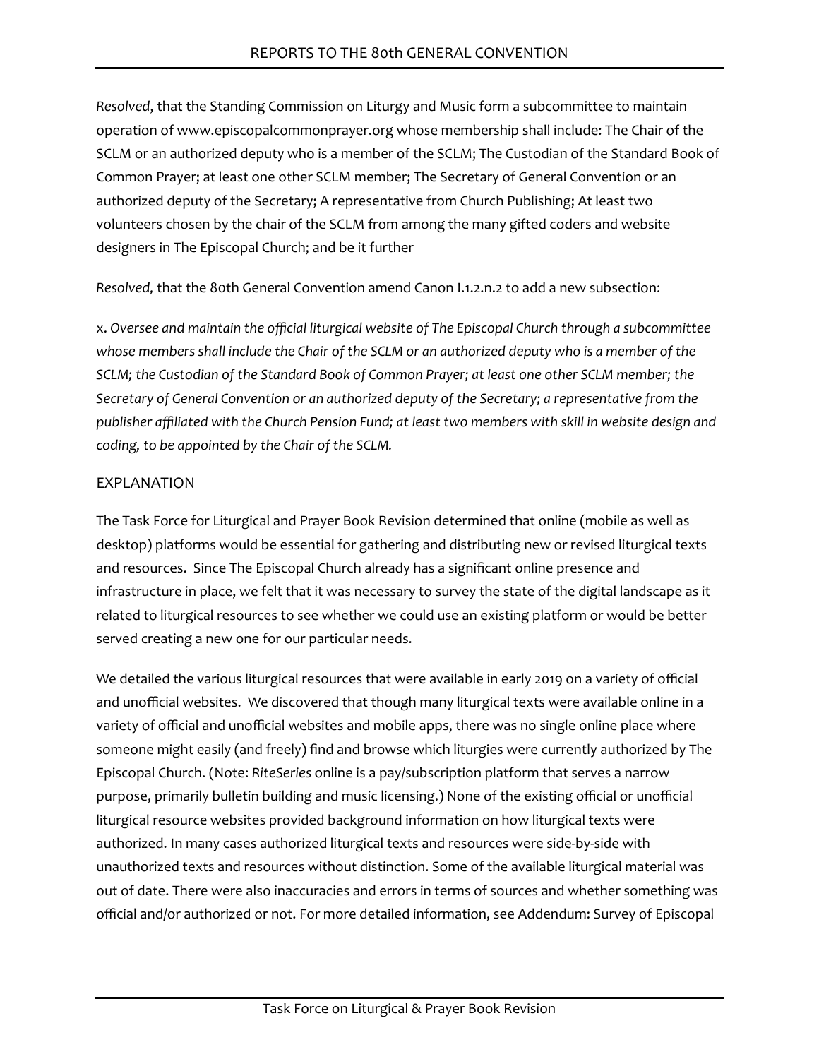*Resolved*, that the Standing Commission on Liturgy and Music form a subcommittee to maintain operation of www.episcopalcommonprayer.org whose membership shall include: The Chair of the SCLM or an authorized deputy who is a member of the SCLM; The Custodian of the Standard Book of Common Prayer; at least one other SCLM member; The Secretary of General Convention or an authorized deputy of the Secretary; A representative from Church Publishing; At least two volunteers chosen by the chair of the SCLM from among the many gifted coders and website designers in The Episcopal Church; and be it further

*Resolved,* that the 80th General Convention amend Canon I.1.2.n.2 to add a new subsection:

x. *Oversee and maintain the official liturgical website of The Episcopal Church through a subcommittee whose members shall include the Chair of the SCLM or an authorized deputy who is a member of the SCLM; the Custodian of the Standard Book of Common Prayer; at least one other SCLM member; the Secretary of General Convention or an authorized deputy of the Secretary; a representative from the publisher affiliated with the Church Pension Fund; at least two members with skill in website design and coding, to be appointed by the Chair of the SCLM.*

## EXPLANATION

The Task Force for Liturgical and Prayer Book Revision determined that online (mobile as well as desktop) platforms would be essential for gathering and distributing new or revised liturgical texts and resources. Since The Episcopal Church already has a significant online presence and infrastructure in place, we felt that it was necessary to survey the state of the digital landscape as it related to liturgical resources to see whether we could use an existing platform or would be better served creating a new one for our particular needs.

We detailed the various liturgical resources that were available in early 2019 on a variety of official and unofficial websites. We discovered that though many liturgical texts were available online in a variety of official and unofficial websites and mobile apps, there was no single online place where someone might easily (and freely) find and browse which liturgies were currently authorized by The Episcopal Church. (Note: *RiteSeries* online is a pay/subscription platform that serves a narrow purpose, primarily bulletin building and music licensing.) None of the existing official or unofficial liturgical resource websites provided background information on how liturgical texts were authorized. In many cases authorized liturgical texts and resources were side-by-side with unauthorized texts and resources without distinction. Some of the available liturgical material was out of date. There were also inaccuracies and errors in terms of sources and whether something was official and/or authorized or not. For more detailed information, see Addendum: Survey of Episcopal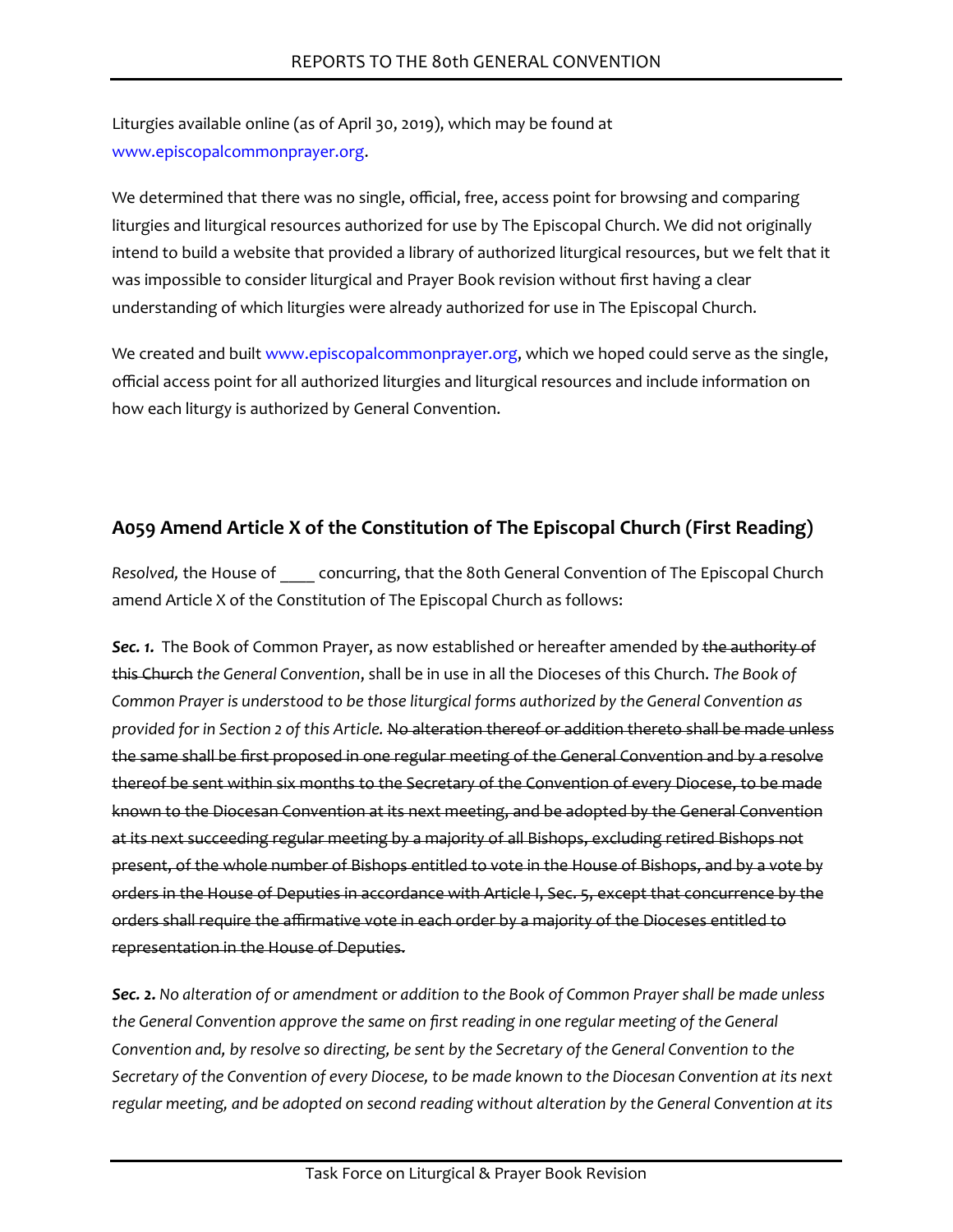Liturgies available online (as of April 30, 2019), which may be found at www.episcopalcommonprayer.org.

We determined that there was no single, official, free, access point for browsing and comparing liturgies and liturgical resources authorized for use by The Episcopal Church. We did not originally intend to build a website that provided a library of authorized liturgical resources, but we felt that it was impossible to consider liturgical and Prayer Book revision without first having a clear understanding of which liturgies were already authorized for use in The Episcopal Church.

We created and built www.episcopalcommonprayer.org, which we hoped could serve as the single, official access point for all authorized liturgies and liturgical resources and include information on how each liturgy is authorized by General Convention.

## A059 Amend Article X of the Constitution of The Episcopal Church (First Reading)

*Resolved,* the House of ____ concurring, that the 80th General Convention of The Episcopal Church amend Article X of the Constitution of The Episcopal Church as follows:

***Sec. 1.*** The Book of Common Prayer, as now established or hereafter amended by ~~the authority of this Church~~ *the General Convention*, shall be in use in all the Dioceses of this Church. *The Book of Common Prayer is understood to be those liturgical forms authorized by the General Convention as provided for in Section 2 of this Article.* ~~No alteration thereof or addition thereto shall be made unless the same shall be first proposed in one regular meeting of the General Convention and by a resolve thereof be sent within six months to the Secretary of the Convention of every Diocese, to be made known to the Diocesan Convention at its next meeting, and be adopted by the General Convention at its next succeeding regular meeting by a majority of all Bishops, excluding retired Bishops not present, of the whole number of Bishops entitled to vote in the House of Bishops, and by a vote by orders in the House of Deputies in accordance with Article I, Sec. 5, except that concurrence by the orders shall require the affirmative vote in each order by a majority of the Dioceses entitled to representation in the House of Deputies.~~

***Sec. 2.*** *No alteration of or amendment or addition to the Book of Common Prayer shall be made unless the General Convention approve the same on first reading in one regular meeting of the General Convention and, by resolve so directing, be sent by the Secretary of the General Convention to the Secretary of the Convention of every Diocese, to be made known to the Diocesan Convention at its next regular meeting, and be adopted on second reading without alteration by the General Convention at its*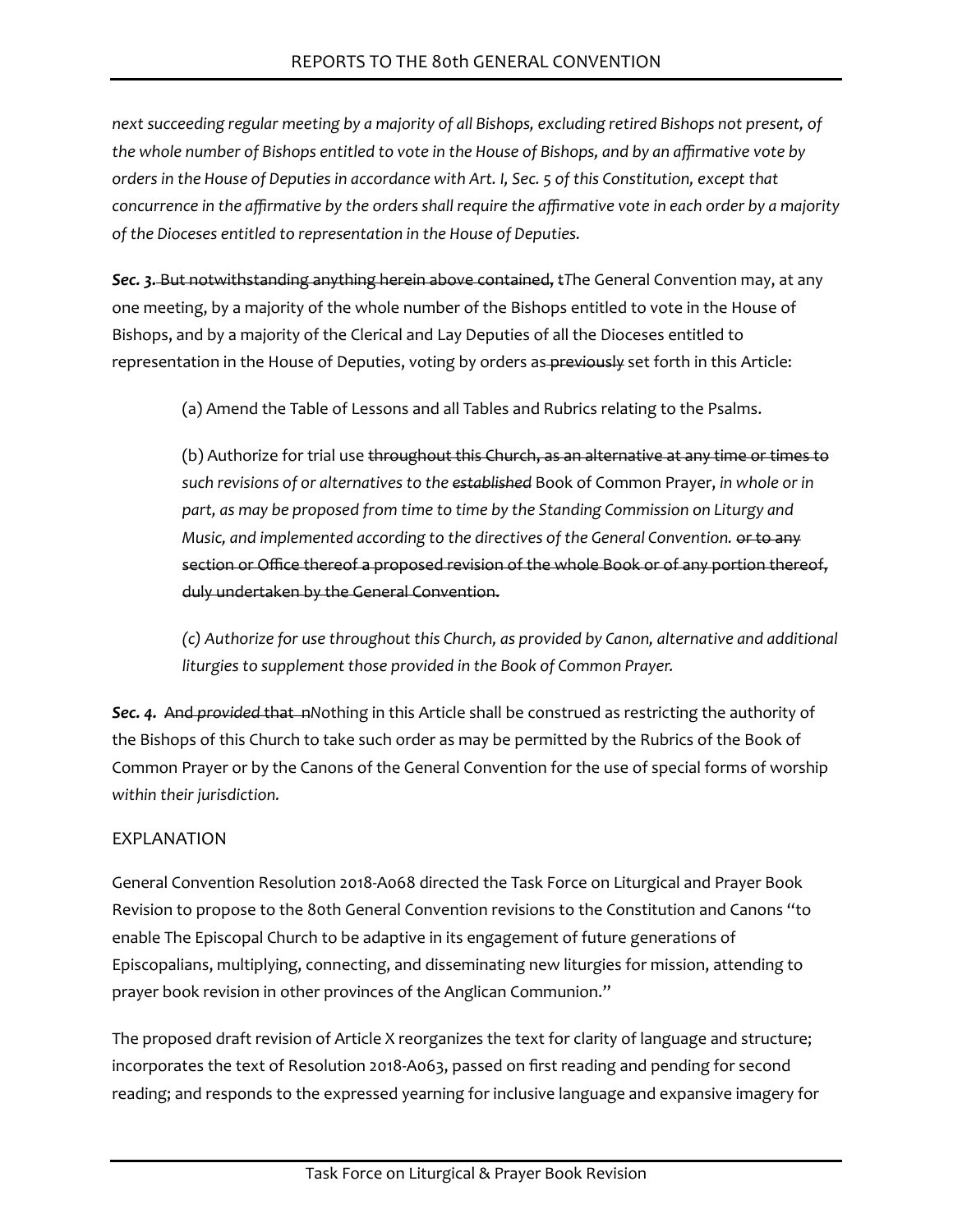*next succeeding regular meeting by a majority of all Bishops, excluding retired Bishops not present, of the whole number of Bishops entitled to vote in the House of Bishops, and by an affirmative vote by orders in the House of Deputies in accordance with Art. I, Sec. 5 of this Constitution, except that concurrence in the affirmative by the orders shall require the affirmative vote in each order by a majority of the Dioceses entitled to representation in the House of Deputies.*

***Sec. 3.*** ~~But notwithstanding anything herein above contained, t~~*T*he General Convention may, at any one meeting, by a majority of the whole number of the Bishops entitled to vote in the House of Bishops, and by a majority of the Clerical and Lay Deputies of all the Dioceses entitled to representation in the House of Deputies, voting by orders as ~~previously~~ set forth in this Article:

> (a) Amend the Table of Lessons and all Tables and Rubrics relating to the Psalms.
>
> (b) Authorize for trial use ~~throughout this Church, as an alternative at any time or times to~~ *such revisions of or alternatives to the ~~established~~* Book of Common Prayer, *in whole or in part, as may be proposed from time to time by the Standing Commission on Liturgy and Music, and implemented according to the directives of the General Convention.* ~~or to any section or Office thereof a proposed revision of the whole Book or of any portion thereof, duly undertaken by the General Convention.~~
>
> *(c) Authorize for use throughout this Church, as provided by Canon, alternative and additional liturgies to supplement those provided in the Book of Common Prayer.*

***Sec. 4.*** ~~And *provided* that n~~*N*othing in this Article shall be construed as restricting the authority of the Bishops of this Church to take such order as may be permitted by the Rubrics of the Book of Common Prayer or by the Canons of the General Convention for the use of special forms of worship *within their jurisdiction.*

## EXPLANATION

General Convention Resolution 2018-A068 directed the Task Force on Liturgical and Prayer Book Revision to propose to the 80th General Convention revisions to the Constitution and Canons "to enable The Episcopal Church to be adaptive in its engagement of future generations of Episcopalians, multiplying, connecting, and disseminating new liturgies for mission, attending to prayer book revision in other provinces of the Anglican Communion."

The proposed draft revision of Article X reorganizes the text for clarity of language and structure; incorporates the text of Resolution 2018-A063, passed on first reading and pending for second reading; and responds to the expressed yearning for inclusive language and expansive imagery for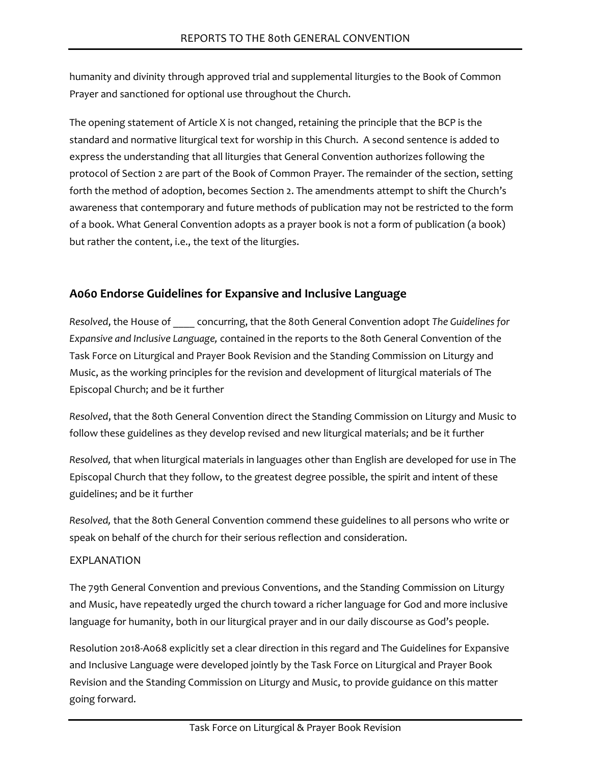humanity and divinity through approved trial and supplemental liturgies to the Book of Common Prayer and sanctioned for optional use throughout the Church.

The opening statement of Article X is not changed, retaining the principle that the BCP is the standard and normative liturgical text for worship in this Church. A second sentence is added to express the understanding that all liturgies that General Convention authorizes following the protocol of Section 2 are part of the Book of Common Prayer. The remainder of the section, setting forth the method of adoption, becomes Section 2. The amendments attempt to shift the Church's awareness that contemporary and future methods of publication may not be restricted to the form of a book. What General Convention adopts as a prayer book is not a form of publication (a book) but rather the content, i.e., the text of the liturgies.

## A060 Endorse Guidelines for Expansive and Inclusive Language

*Resolved*, the House of ____ concurring, that the 80th General Convention adopt *The Guidelines for Expansive and Inclusive Language,* contained in the reports to the 80th General Convention of the Task Force on Liturgical and Prayer Book Revision and the Standing Commission on Liturgy and Music, as the working principles for the revision and development of liturgical materials of The Episcopal Church; and be it further

*Resolved*, that the 80th General Convention direct the Standing Commission on Liturgy and Music to follow these guidelines as they develop revised and new liturgical materials; and be it further

*Resolved,* that when liturgical materials in languages other than English are developed for use in The Episcopal Church that they follow, to the greatest degree possible, the spirit and intent of these guidelines; and be it further

*Resolved,* that the 80th General Convention commend these guidelines to all persons who write or speak on behalf of the church for their serious reflection and consideration.

EXPLANATION

The 79th General Convention and previous Conventions, and the Standing Commission on Liturgy and Music, have repeatedly urged the church toward a richer language for God and more inclusive language for humanity, both in our liturgical prayer and in our daily discourse as God's people.

Resolution 2018-A068 explicitly set a clear direction in this regard and The Guidelines for Expansive and Inclusive Language were developed jointly by the Task Force on Liturgical and Prayer Book Revision and the Standing Commission on Liturgy and Music, to provide guidance on this matter going forward.